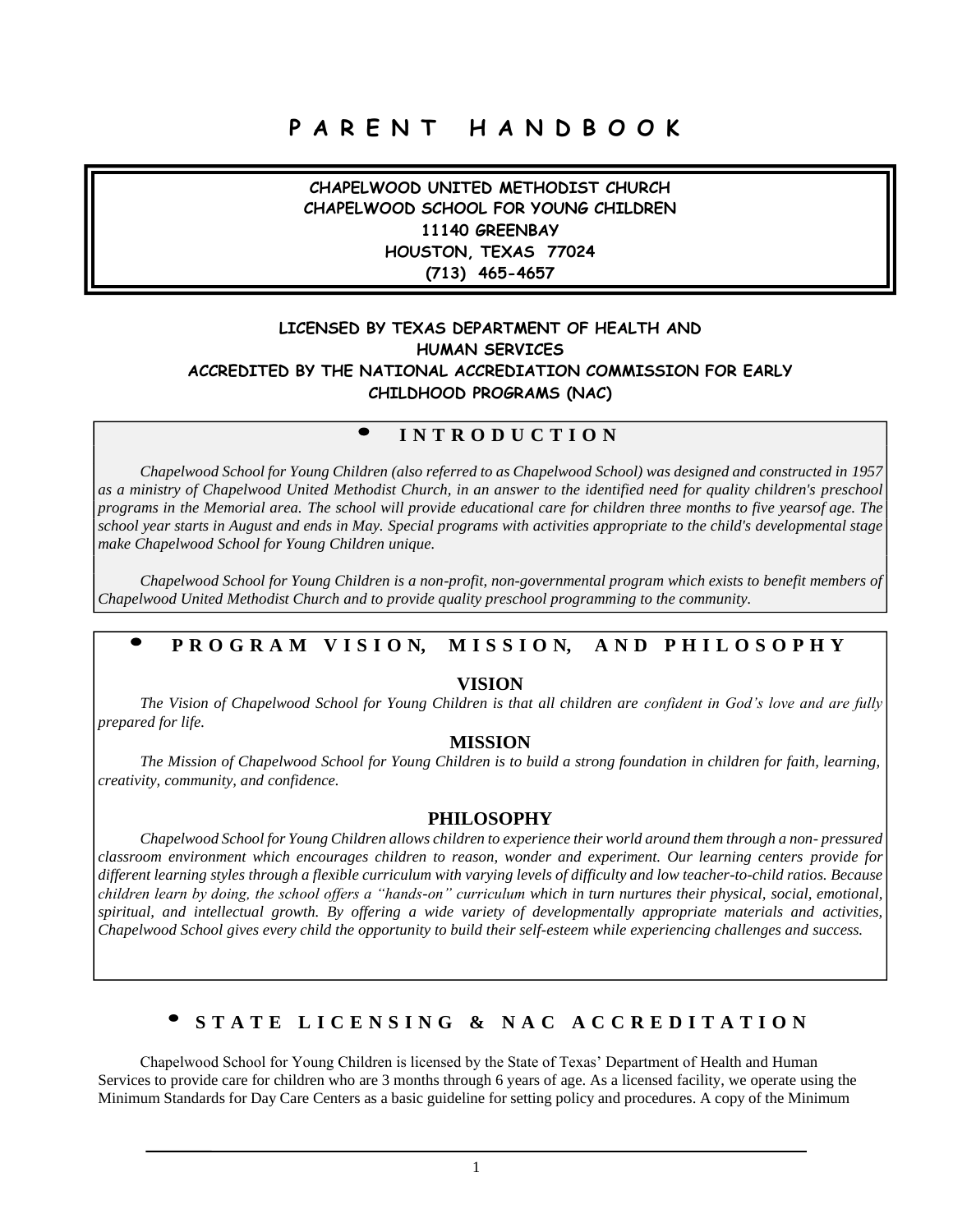# P A R E N T   H A N D B O O K

**CHAPELWOOD UNITED METHODIST CHURCH**
**CHAPELWOOD SCHOOL FOR YOUNG CHILDREN**
**11140 GREENBAY**
**HOUSTON, TEXAS 77024**
**(713) 465-4657**

**LICENSED BY TEXAS DEPARTMENT OF HEALTH AND HUMAN SERVICES**
**ACCREDITED BY THE NATIONAL ACCREDIATION COMMISSION FOR EARLY CHILDHOOD PROGRAMS (NAC)**

## • I N T R O D U C T I O N

*Chapelwood School for Young Children (also referred to as Chapelwood School) was designed and constructed in 1957 as a ministry of Chapelwood United Methodist Church, in an answer to the identified need for quality children's preschool programs in the Memorial area. The school will provide educational care for children three months to five yearsof age. The school year starts in August and ends in May. Special programs with activities appropriate to the child's developmental stage make Chapelwood School for Young Children unique.*

*Chapelwood School for Young Children is a non-profit, non-governmental program which exists to benefit members of Chapelwood United Methodist Church and to provide quality preschool programming to the community.*

## • P R O G R A M   V I S I O N,   M I S S I O N,   A N D   P H I L O S O P H Y

### VISION

*The Vision of Chapelwood School for Young Children is that all children are confident in God's love and are fully prepared for life.*

### MISSION

*The Mission of Chapelwood School for Young Children is to build a strong foundation in children for faith, learning, creativity, community, and confidence.*

### PHILOSOPHY

*Chapelwood School for Young Children allows children to experience their world around them through a non- pressured classroom environment which encourages children to reason, wonder and experiment. Our learning centers provide for different learning styles through a flexible curriculum with varying levels of difficulty and low teacher-to-child ratios. Because children learn by doing, the school offers a "hands-on" curriculum which in turn nurtures their physical, social, emotional, spiritual, and intellectual growth. By offering a wide variety of developmentally appropriate materials and activities, Chapelwood School gives every child the opportunity to build their self-esteem while experiencing challenges and success.*

## • S T A T E   L I C E N S I N G   &   N A C   A C C R E D I T A T I O N

Chapelwood School for Young Children is licensed by the State of Texas' Department of Health and Human Services to provide care for children who are 3 months through 6 years of age. As a licensed facility, we operate using the Minimum Standards for Day Care Centers as a basic guideline for setting policy and procedures. A copy of the Minimum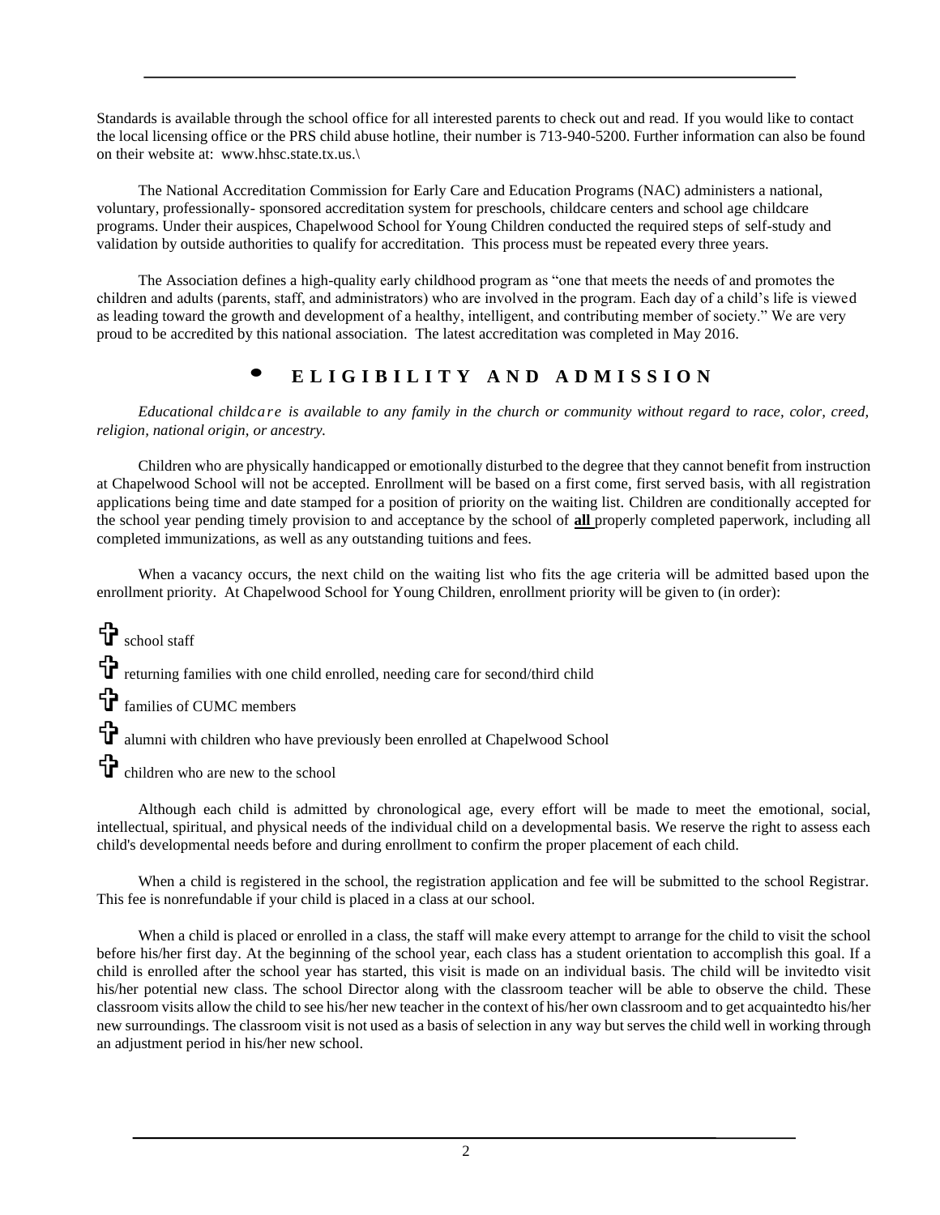Standards is available through the school office for all interested parents to check out and read. If you would like to contact the local licensing office or the PRS child abuse hotline, their number is 713-940-5200. Further information can also be found on their website at: www.hhsc.state.tx.us.\

The National Accreditation Commission for Early Care and Education Programs (NAC) administers a national, voluntary, professionally- sponsored accreditation system for preschools, childcare centers and school age childcare programs. Under their auspices, Chapelwood School for Young Children conducted the required steps of self-study and validation by outside authorities to qualify for accreditation. This process must be repeated every three years.

The Association defines a high-quality early childhood program as "one that meets the needs of and promotes the children and adults (parents, staff, and administrators) who are involved in the program. Each day of a child's life is viewed as leading toward the growth and development of a healthy, intelligent, and contributing member of society." We are very proud to be accredited by this national association. The latest accreditation was completed in May 2016.

## • ELIGIBILITY AND ADMISSION

*Educational childcare is available to any family in the church or community without regard to race, color, creed, religion, national origin, or ancestry.*

Children who are physically handicapped or emotionally disturbed to the degree that they cannot benefit from instruction at Chapelwood School will not be accepted. Enrollment will be based on a first come, first served basis, with all registration applications being time and date stamped for a position of priority on the waiting list. Children are conditionally accepted for the school year pending timely provision to and acceptance by the school of **all** properly completed paperwork, including all completed immunizations, as well as any outstanding tuitions and fees.

When a vacancy occurs, the next child on the waiting list who fits the age criteria will be admitted based upon the enrollment priority. At Chapelwood School for Young Children, enrollment priority will be given to (in order):

- school staff
- returning families with one child enrolled, needing care for second/third child
- families of CUMC members
- alumni with children who have previously been enrolled at Chapelwood School
- children who are new to the school

Although each child is admitted by chronological age, every effort will be made to meet the emotional, social, intellectual, spiritual, and physical needs of the individual child on a developmental basis. We reserve the right to assess each child's developmental needs before and during enrollment to confirm the proper placement of each child.

When a child is registered in the school, the registration application and fee will be submitted to the school Registrar. This fee is nonrefundable if your child is placed in a class at our school.

When a child is placed or enrolled in a class, the staff will make every attempt to arrange for the child to visit the school before his/her first day. At the beginning of the school year, each class has a student orientation to accomplish this goal. If a child is enrolled after the school year has started, this visit is made on an individual basis. The child will be invitedto visit his/her potential new class. The school Director along with the classroom teacher will be able to observe the child. These classroom visits allow the child to see his/her new teacher in the context of his/her own classroom and to get acquaintedto his/her new surroundings. The classroom visit is not used as a basis of selection in any way but serves the child well in working through an adjustment period in his/her new school.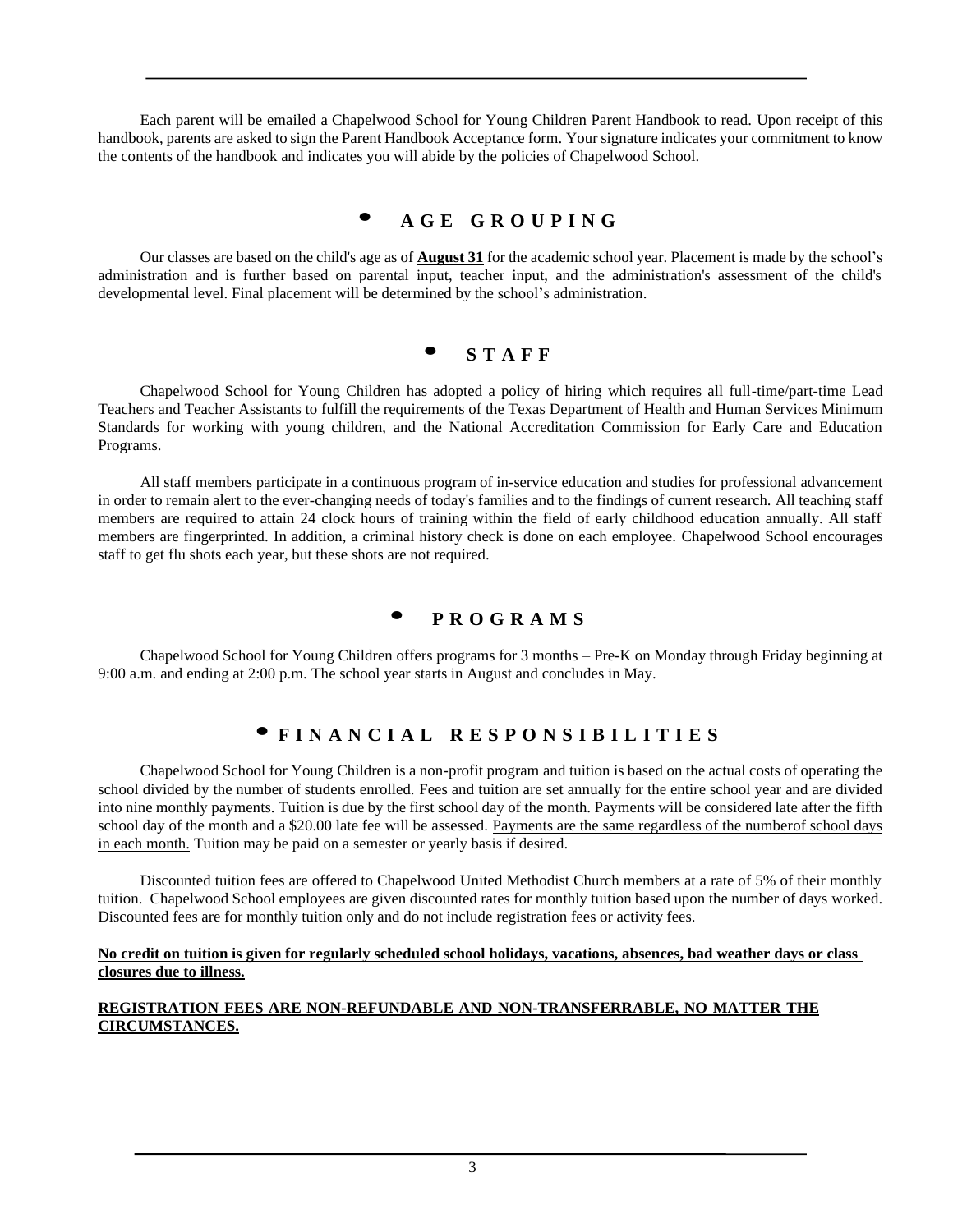Each parent will be emailed a Chapelwood School for Young Children Parent Handbook to read. Upon receipt of this handbook, parents are asked to sign the Parent Handbook Acceptance form. Your signature indicates your commitment to know the contents of the handbook and indicates you will abide by the policies of Chapelwood School.

## AGE GROUPING

Our classes are based on the child's age as of **August 31** for the academic school year. Placement is made by the school's administration and is further based on parental input, teacher input, and the administration's assessment of the child's developmental level. Final placement will be determined by the school's administration.

## STAFF

Chapelwood School for Young Children has adopted a policy of hiring which requires all full-time/part-time Lead Teachers and Teacher Assistants to fulfill the requirements of the Texas Department of Health and Human Services Minimum Standards for working with young children, and the National Accreditation Commission for Early Care and Education Programs.

All staff members participate in a continuous program of in-service education and studies for professional advancement in order to remain alert to the ever-changing needs of today's families and to the findings of current research. All teaching staff members are required to attain 24 clock hours of training within the field of early childhood education annually. All staff members are fingerprinted. In addition, a criminal history check is done on each employee. Chapelwood School encourages staff to get flu shots each year, but these shots are not required.

## PROGRAMS

Chapelwood School for Young Children offers programs for 3 months – Pre-K on Monday through Friday beginning at 9:00 a.m. and ending at 2:00 p.m. The school year starts in August and concludes in May.

## FINANCIAL RESPONSIBILITIES

Chapelwood School for Young Children is a non-profit program and tuition is based on the actual costs of operating the school divided by the number of students enrolled. Fees and tuition are set annually for the entire school year and are divided into nine monthly payments. Tuition is due by the first school day of the month. Payments will be considered late after the fifth school day of the month and a $20.00 late fee will be assessed. Payments are the same regardless of the numberof school days in each month. Tuition may be paid on a semester or yearly basis if desired.

Discounted tuition fees are offered to Chapelwood United Methodist Church members at a rate of 5% of their monthly tuition. Chapelwood School employees are given discounted rates for monthly tuition based upon the number of days worked. Discounted fees are for monthly tuition only and do not include registration fees or activity fees.

**No credit on tuition is given for regularly scheduled school holidays, vacations, absences, bad weather days or class closures due to illness.**

**REGISTRATION FEES ARE NON-REFUNDABLE AND NON-TRANSFERRABLE, NO MATTER THE CIRCUMSTANCES.**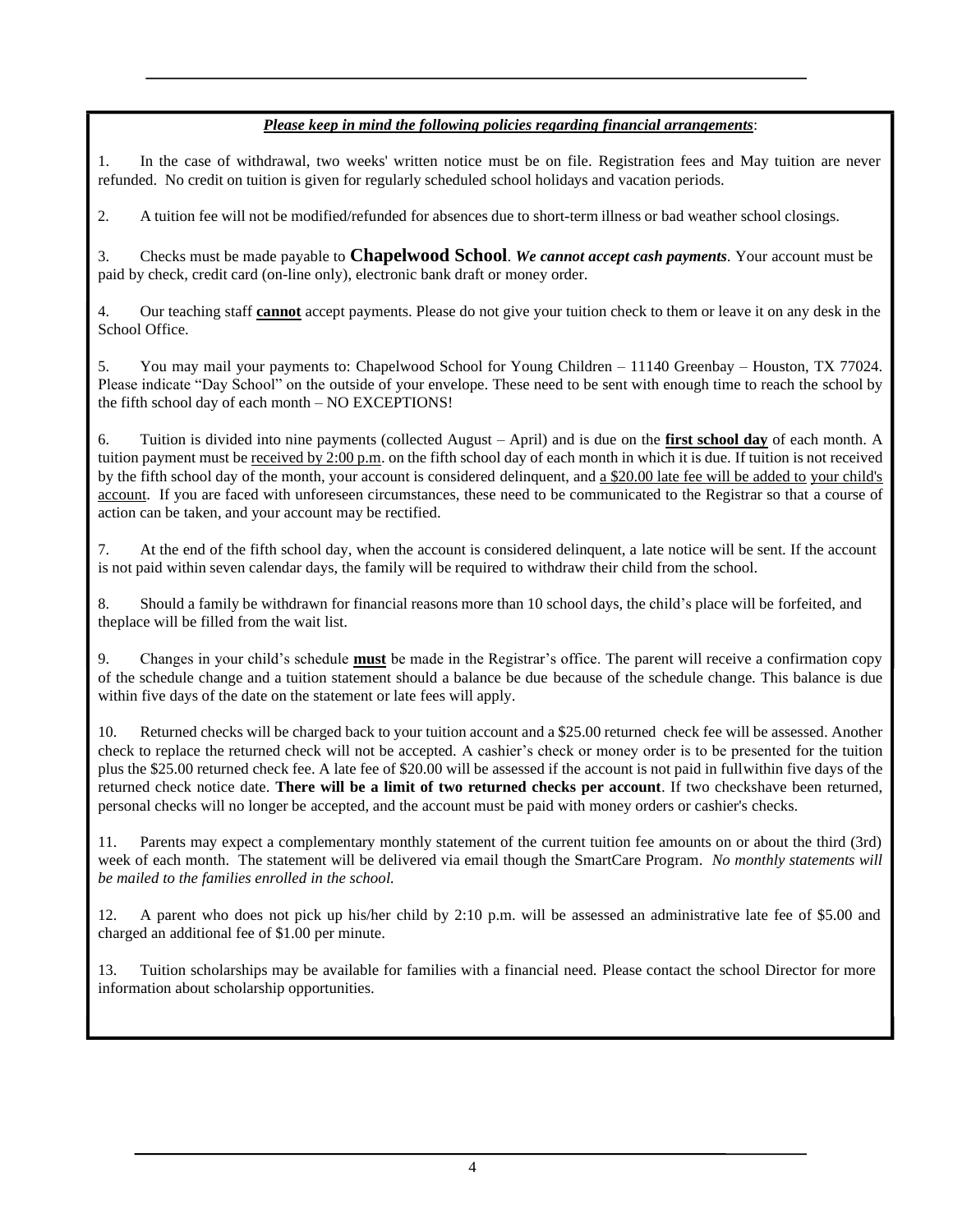***Please keep in mind the following policies regarding financial arrangements***:

1. In the case of withdrawal, two weeks' written notice must be on file. Registration fees and May tuition are never refunded. No credit on tuition is given for regularly scheduled school holidays and vacation periods.

2. A tuition fee will not be modified/refunded for absences due to short-term illness or bad weather school closings.

3. Checks must be made payable to **Chapelwood School**. ***We cannot accept cash payments***. Your account must be paid by check, credit card (on-line only), electronic bank draft or money order.

4. Our teaching staff **cannot** accept payments. Please do not give your tuition check to them or leave it on any desk in the School Office.

5. You may mail your payments to: Chapelwood School for Young Children – 11140 Greenbay – Houston, TX 77024. Please indicate "Day School" on the outside of your envelope. These need to be sent with enough time to reach the school by the fifth school day of each month – NO EXCEPTIONS!

6. Tuition is divided into nine payments (collected August – April) and is due on the **first school day** of each month. A tuition payment must be received by 2:00 p.m. on the fifth school day of each month in which it is due. If tuition is not received by the fifth school day of the month, your account is considered delinquent, and a $20.00 late fee will be added to your child's account. If you are faced with unforeseen circumstances, these need to be communicated to the Registrar so that a course of action can be taken, and your account may be rectified.

7. At the end of the fifth school day, when the account is considered delinquent, a late notice will be sent. If the account is not paid within seven calendar days, the family will be required to withdraw their child from the school.

8. Should a family be withdrawn for financial reasons more than 10 school days, the child's place will be forfeited, and theplace will be filled from the wait list.

9. Changes in your child's schedule **must** be made in the Registrar's office. The parent will receive a confirmation copy of the schedule change and a tuition statement should a balance be due because of the schedule change. This balance is due within five days of the date on the statement or late fees will apply.

10. Returned checks will be charged back to your tuition account and a $25.00 returned check fee will be assessed. Another check to replace the returned check will not be accepted. A cashier's check or money order is to be presented for the tuition plus the $25.00 returned check fee. A late fee of $20.00 will be assessed if the account is not paid in fullwithin five days of the returned check notice date. **There will be a limit of two returned checks per account**. If two checkshave been returned, personal checks will no longer be accepted, and the account must be paid with money orders or cashier's checks.

11. Parents may expect a complementary monthly statement of the current tuition fee amounts on or about the third (3rd) week of each month. The statement will be delivered via email though the SmartCare Program. *No monthly statements will be mailed to the families enrolled in the school.*

12. A parent who does not pick up his/her child by 2:10 p.m. will be assessed an administrative late fee of $5.00 and charged an additional fee of $1.00 per minute.

13. Tuition scholarships may be available for families with a financial need. Please contact the school Director for more information about scholarship opportunities.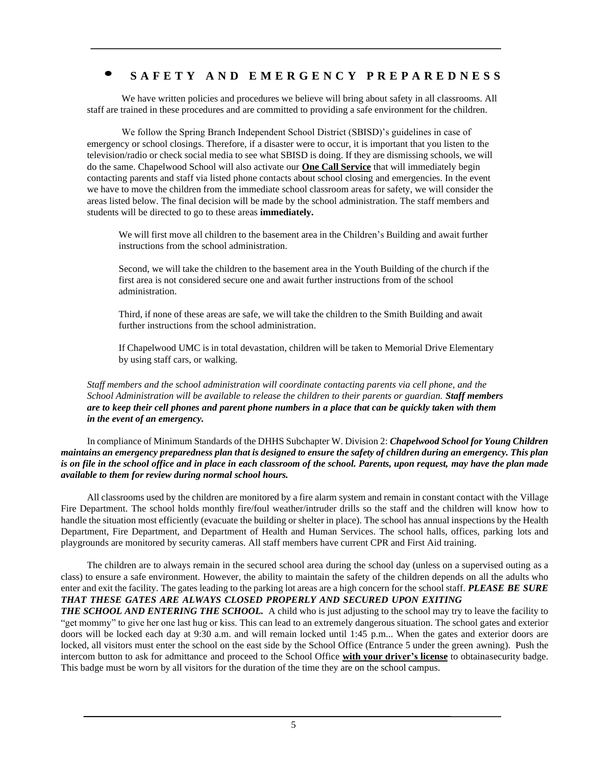## • SAFETY AND EMERGENCY PREPAREDNESS

We have written policies and procedures we believe will bring about safety in all classrooms. All staff are trained in these procedures and are committed to providing a safe environment for the children.

We follow the Spring Branch Independent School District (SBISD)'s guidelines in case of emergency or school closings. Therefore, if a disaster were to occur, it is important that you listen to the television/radio or check social media to see what SBISD is doing. If they are dismissing schools, we will do the same. Chapelwood School will also activate our **One Call Service** that will immediately begin contacting parents and staff via listed phone contacts about school closing and emergencies. In the event we have to move the children from the immediate school classroom areas for safety, we will consider the areas listed below. The final decision will be made by the school administration. The staff members and students will be directed to go to these areas **immediately.**

We will first move all children to the basement area in the Children's Building and await further instructions from the school administration.

Second, we will take the children to the basement area in the Youth Building of the church if the first area is not considered secure one and await further instructions from of the school administration.

Third, if none of these areas are safe, we will take the children to the Smith Building and await further instructions from the school administration.

If Chapelwood UMC is in total devastation, children will be taken to Memorial Drive Elementary by using staff cars, or walking.

*Staff members and the school administration will coordinate contacting parents via cell phone, and the School Administration will be available to release the children to their parents or guardian.* ***Staff members are to keep their cell phones and parent phone numbers in a place that can be quickly taken with them in the event of an emergency.***

In compliance of Minimum Standards of the DHHS Subchapter W. Division 2: ***Chapelwood School for Young Children maintains an emergency preparedness plan that is designed to ensure the safety of children during an emergency. This plan is on file in the school office and in place in each classroom of the school. Parents, upon request, may have the plan made available to them for review during normal school hours.***

All classrooms used by the children are monitored by a fire alarm system and remain in constant contact with the Village Fire Department. The school holds monthly fire/foul weather/intruder drills so the staff and the children will know how to handle the situation most efficiently (evacuate the building or shelter in place). The school has annual inspections by the Health Department, Fire Department, and Department of Health and Human Services. The school halls, offices, parking lots and playgrounds are monitored by security cameras. All staff members have current CPR and First Aid training.

The children are to always remain in the secured school area during the school day (unless on a supervised outing as a class) to ensure a safe environment. However, the ability to maintain the safety of the children depends on all the adults who enter and exit the facility. The gates leading to the parking lot areas are a high concern for the school staff. ***PLEASE BE SURE THAT THESE GATES ARE ALWAYS CLOSED PROPERLY AND SECURED UPON EXITING THE SCHOOL AND ENTERING THE SCHOOL.*** A child who is just adjusting to the school may try to leave the facility to "get mommy" to give her one last hug or kiss. This can lead to an extremely dangerous situation. The school gates and exterior doors will be locked each day at 9:30 a.m. and will remain locked until 1:45 p.m... When the gates and exterior doors are locked, all visitors must enter the school on the east side by the School Office (Entrance 5 under the green awning). Push the intercom button to ask for admittance and proceed to the School Office **with your driver's license** to obtainasecurity badge. This badge must be worn by all visitors for the duration of the time they are on the school campus.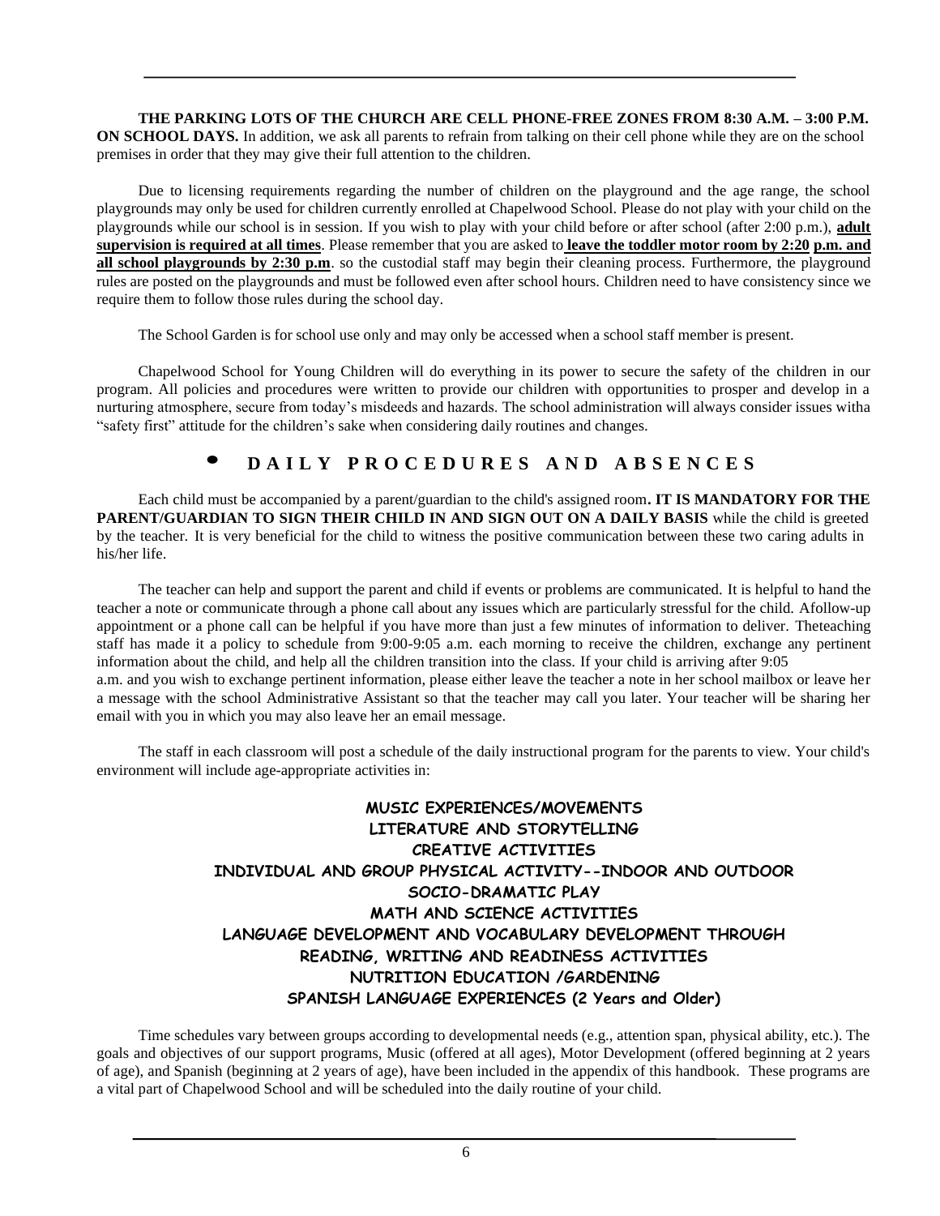**THE PARKING LOTS OF THE CHURCH ARE CELL PHONE-FREE ZONES FROM 8:30 A.M. – 3:00 P.M. ON SCHOOL DAYS.** In addition, we ask all parents to refrain from talking on their cell phone while they are on the school premises in order that they may give their full attention to the children.

Due to licensing requirements regarding the number of children on the playground and the age range, the school playgrounds may only be used for children currently enrolled at Chapelwood School. Please do not play with your child on the playgrounds while our school is in session. If you wish to play with your child before or after school (after 2:00 p.m.), **adult supervision is required at all times**. Please remember that you are asked to **leave the toddler motor room by 2:20 p.m. and all school playgrounds by 2:30 p.m**. so the custodial staff may begin their cleaning process. Furthermore, the playground rules are posted on the playgrounds and must be followed even after school hours. Children need to have consistency since we require them to follow those rules during the school day.

The School Garden is for school use only and may only be accessed when a school staff member is present.

Chapelwood School for Young Children will do everything in its power to secure the safety of the children in our program. All policies and procedures were written to provide our children with opportunities to prosper and develop in a nurturing atmosphere, secure from today's misdeeds and hazards. The school administration will always consider issues witha "safety first" attitude for the children's sake when considering daily routines and changes.

## • DAILY PROCEDURES AND ABSENCES

Each child must be accompanied by a parent/guardian to the child's assigned room**. IT IS MANDATORY FOR THE PARENT/GUARDIAN TO SIGN THEIR CHILD IN AND SIGN OUT ON A DAILY BASIS** while the child is greeted by the teacher. It is very beneficial for the child to witness the positive communication between these two caring adults in his/her life.

The teacher can help and support the parent and child if events or problems are communicated. It is helpful to hand the teacher a note or communicate through a phone call about any issues which are particularly stressful for the child. Afollow-up appointment or a phone call can be helpful if you have more than just a few minutes of information to deliver. Theteaching staff has made it a policy to schedule from 9:00-9:05 a.m. each morning to receive the children, exchange any pertinent information about the child, and help all the children transition into the class. If your child is arriving after 9:05 a.m. and you wish to exchange pertinent information, please either leave the teacher a note in her school mailbox or leave her a message with the school Administrative Assistant so that the teacher may call you later. Your teacher will be sharing her email with you in which you may also leave her an email message.

The staff in each classroom will post a schedule of the daily instructional program for the parents to view. Your child's environment will include age-appropriate activities in:

**MUSIC EXPERIENCES/MOVEMENTS**
**LITERATURE AND STORYTELLING**
**CREATIVE ACTIVITIES**
**INDIVIDUAL AND GROUP PHYSICAL ACTIVITY--INDOOR AND OUTDOOR**
**SOCIO-DRAMATIC PLAY**
**MATH AND SCIENCE ACTIVITIES**
**LANGUAGE DEVELOPMENT AND VOCABULARY DEVELOPMENT THROUGH READING, WRITING AND READINESS ACTIVITIES**
**NUTRITION EDUCATION /GARDENING**
**SPANISH LANGUAGE EXPERIENCES (2 Years and Older)**

Time schedules vary between groups according to developmental needs (e.g., attention span, physical ability, etc.). The goals and objectives of our support programs, Music (offered at all ages), Motor Development (offered beginning at 2 years of age), and Spanish (beginning at 2 years of age), have been included in the appendix of this handbook. These programs are a vital part of Chapelwood School and will be scheduled into the daily routine of your child.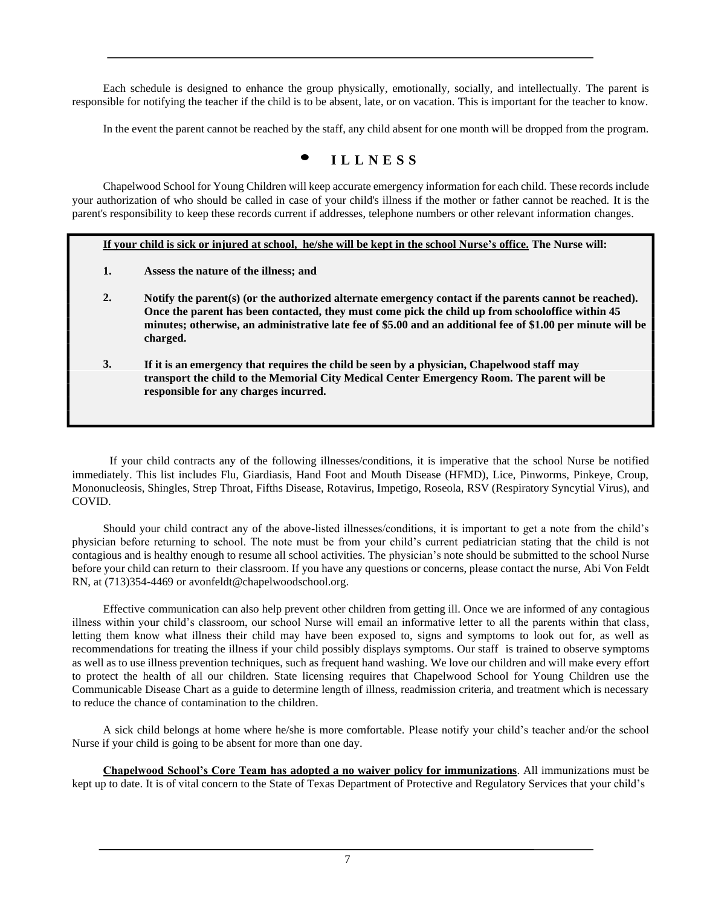Each schedule is designed to enhance the group physically, emotionally, socially, and intellectually. The parent is responsible for notifying the teacher if the child is to be absent, late, or on vacation. This is important for the teacher to know.

In the event the parent cannot be reached by the staff, any child absent for one month will be dropped from the program.

## • I L L N E S S

Chapelwood School for Young Children will keep accurate emergency information for each child. These records include your authorization of who should be called in case of your child's illness if the mother or father cannot be reached. It is the parent's responsibility to keep these records current if addresses, telephone numbers or other relevant information changes.

**If your child is sick or injured at school, he/she will be kept in the school Nurse's office. The Nurse will:**

1. **Assess the nature of the illness; and**
2. **Notify the parent(s) (or the authorized alternate emergency contact if the parents cannot be reached). Once the parent has been contacted, they must come pick the child up from schooloffice within 45 minutes; otherwise, an administrative late fee of $5.00 and an additional fee of $1.00 per minute will be charged.**
3. **If it is an emergency that requires the child be seen by a physician, Chapelwood staff may transport the child to the Memorial City Medical Center Emergency Room. The parent will be responsible for any charges incurred.**

If your child contracts any of the following illnesses/conditions, it is imperative that the school Nurse be notified immediately. This list includes Flu, Giardiasis, Hand Foot and Mouth Disease (HFMD), Lice, Pinworms, Pinkeye, Croup, Mononucleosis, Shingles, Strep Throat, Fifths Disease, Rotavirus, Impetigo, Roseola, RSV (Respiratory Syncytial Virus), and COVID.

Should your child contract any of the above-listed illnesses/conditions, it is important to get a note from the child's physician before returning to school. The note must be from your child's current pediatrician stating that the child is not contagious and is healthy enough to resume all school activities. The physician's note should be submitted to the school Nurse before your child can return to their classroom. If you have any questions or concerns, please contact the nurse, Abi Von Feldt RN, at (713)354-4469 or avonfeldt@chapelwoodschool.org.

Effective communication can also help prevent other children from getting ill. Once we are informed of any contagious illness within your child's classroom, our school Nurse will email an informative letter to all the parents within that class, letting them know what illness their child may have been exposed to, signs and symptoms to look out for, as well as recommendations for treating the illness if your child possibly displays symptoms. Our staff is trained to observe symptoms as well as to use illness prevention techniques, such as frequent hand washing. We love our children and will make every effort to protect the health of all our children. State licensing requires that Chapelwood School for Young Children use the Communicable Disease Chart as a guide to determine length of illness, readmission criteria, and treatment which is necessary to reduce the chance of contamination to the children.

A sick child belongs at home where he/she is more comfortable. Please notify your child's teacher and/or the school Nurse if your child is going to be absent for more than one day.

**Chapelwood School's Core Team has adopted a no waiver policy for immunizations**. All immunizations must be kept up to date. It is of vital concern to the State of Texas Department of Protective and Regulatory Services that your child's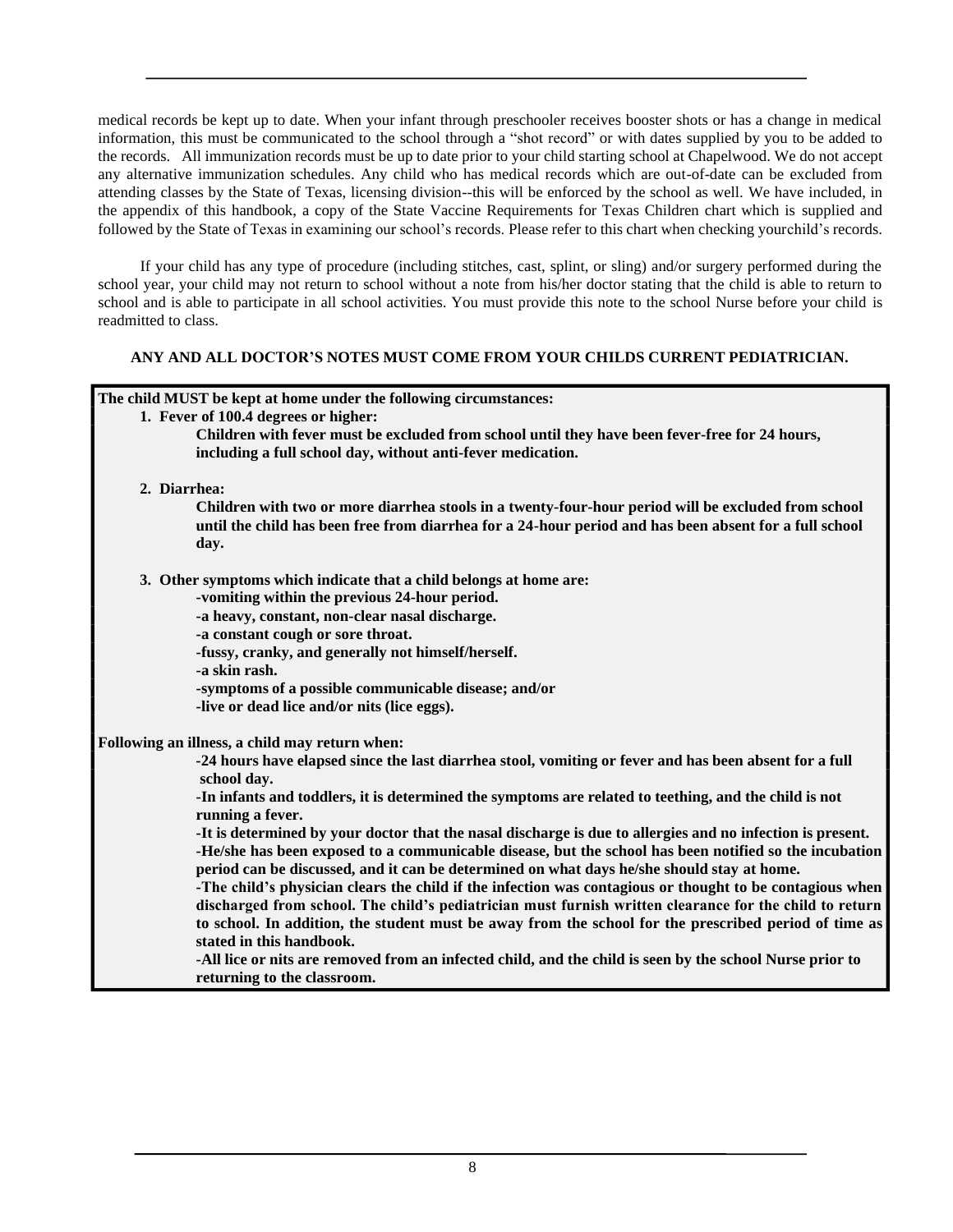medical records be kept up to date. When your infant through preschooler receives booster shots or has a change in medical information, this must be communicated to the school through a "shot record" or with dates supplied by you to be added to the records. All immunization records must be up to date prior to your child starting school at Chapelwood. We do not accept any alternative immunization schedules. Any child who has medical records which are out-of-date can be excluded from attending classes by the State of Texas, licensing division--this will be enforced by the school as well. We have included, in the appendix of this handbook, a copy of the State Vaccine Requirements for Texas Children chart which is supplied and followed by the State of Texas in examining our school's records. Please refer to this chart when checking yourchild's records.

If your child has any type of procedure (including stitches, cast, splint, or sling) and/or surgery performed during the school year, your child may not return to school without a note from his/her doctor stating that the child is able to return to school and is able to participate in all school activities. You must provide this note to the school Nurse before your child is readmitted to class.

**ANY AND ALL DOCTOR'S NOTES MUST COME FROM YOUR CHILDS CURRENT PEDIATRICIAN.**

**The child MUST be kept at home under the following circumstances:**

1. **Fever of 100.4 degrees or higher:**
   **Children with fever must be excluded from school until they have been fever-free for 24 hours, including a full school day, without anti-fever medication.**

2. **Diarrhea:**
   **Children with two or more diarrhea stools in a twenty-four-hour period will be excluded from school until the child has been free from diarrhea for a 24-hour period and has been absent for a full school day.**

3. **Other symptoms which indicate that a child belongs at home are:**
   - **vomiting within the previous 24-hour period.**
   - **a heavy, constant, non-clear nasal discharge.**
   - **a constant cough or sore throat.**
   - **fussy, cranky, and generally not himself/herself.**
   - **a skin rash.**
   - **symptoms of a possible communicable disease; and/or**
   - **live or dead lice and/or nits (lice eggs).**

**Following an illness, a child may return when:**

- **24 hours have elapsed since the last diarrhea stool, vomiting or fever and has been absent for a full school day.**
- **In infants and toddlers, it is determined the symptoms are related to teething, and the child is not running a fever.**
- **It is determined by your doctor that the nasal discharge is due to allergies and no infection is present.**
- **He/she has been exposed to a communicable disease, but the school has been notified so the incubation period can be discussed, and it can be determined on what days he/she should stay at home.**
- **The child's physician clears the child if the infection was contagious or thought to be contagious when discharged from school. The child's pediatrician must furnish written clearance for the child to return to school. In addition, the student must be away from the school for the prescribed period of time as stated in this handbook.**
- **All lice or nits are removed from an infected child, and the child is seen by the school Nurse prior to returning to the classroom.**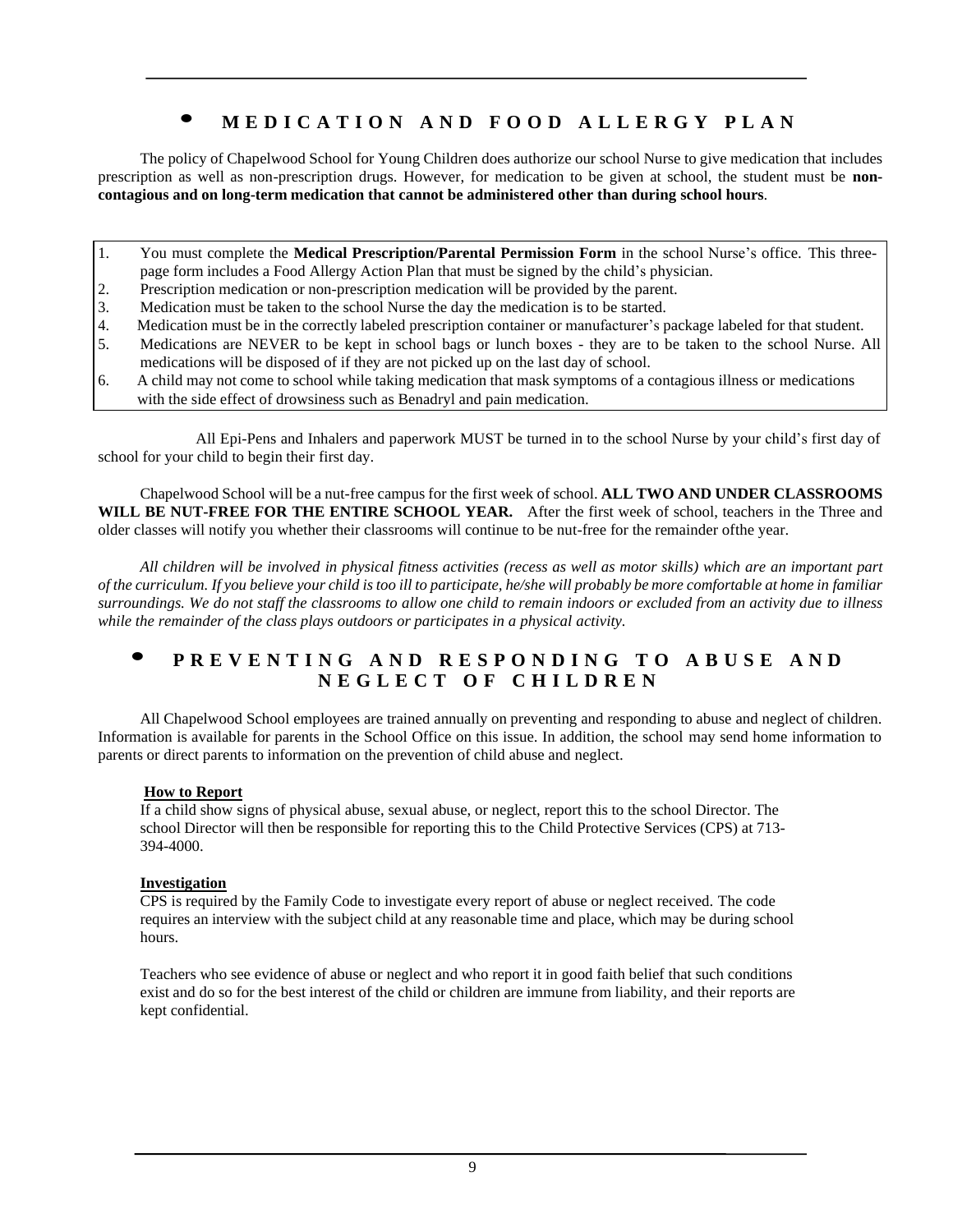## MEDICATION AND FOOD ALLERGY PLAN

The policy of Chapelwood School for Young Children does authorize our school Nurse to give medication that includes prescription as well as non-prescription drugs. However, for medication to be given at school, the student must be **non-contagious and on long-term medication that cannot be administered other than during school hours**.

1. You must complete the **Medical Prescription/Parental Permission Form** in the school Nurse's office. This three-page form includes a Food Allergy Action Plan that must be signed by the child's physician.
2. Prescription medication or non-prescription medication will be provided by the parent.
3. Medication must be taken to the school Nurse the day the medication is to be started.
4. Medication must be in the correctly labeled prescription container or manufacturer's package labeled for that student.
5. Medications are NEVER to be kept in school bags or lunch boxes - they are to be taken to the school Nurse. All medications will be disposed of if they are not picked up on the last day of school.
6. A child may not come to school while taking medication that mask symptoms of a contagious illness or medications with the side effect of drowsiness such as Benadryl and pain medication.

All Epi-Pens and Inhalers and paperwork MUST be turned in to the school Nurse by your child's first day of school for your child to begin their first day.

Chapelwood School will be a nut-free campus for the first week of school. **ALL TWO AND UNDER CLASSROOMS WILL BE NUT-FREE FOR THE ENTIRE SCHOOL YEAR.** After the first week of school, teachers in the Three and older classes will notify you whether their classrooms will continue to be nut-free for the remainder ofthe year.

*All children will be involved in physical fitness activities (recess as well as motor skills) which are an important part of the curriculum. If you believe your child is too ill to participate, he/she will probably be more comfortable at home in familiar surroundings. We do not staff the classrooms to allow one child to remain indoors or excluded from an activity due to illness while the remainder of the class plays outdoors or participates in a physical activity.*

## PREVENTING AND RESPONDING TO ABUSE AND NEGLECT OF CHILDREN

All Chapelwood School employees are trained annually on preventing and responding to abuse and neglect of children. Information is available for parents in the School Office on this issue. In addition, the school may send home information to parents or direct parents to information on the prevention of child abuse and neglect.

### How to Report

If a child show signs of physical abuse, sexual abuse, or neglect, report this to the school Director. The school Director will then be responsible for reporting this to the Child Protective Services (CPS) at 713-394-4000.

### Investigation

CPS is required by the Family Code to investigate every report of abuse or neglect received. The code requires an interview with the subject child at any reasonable time and place, which may be during school hours.

Teachers who see evidence of abuse or neglect and who report it in good faith belief that such conditions exist and do so for the best interest of the child or children are immune from liability, and their reports are kept confidential.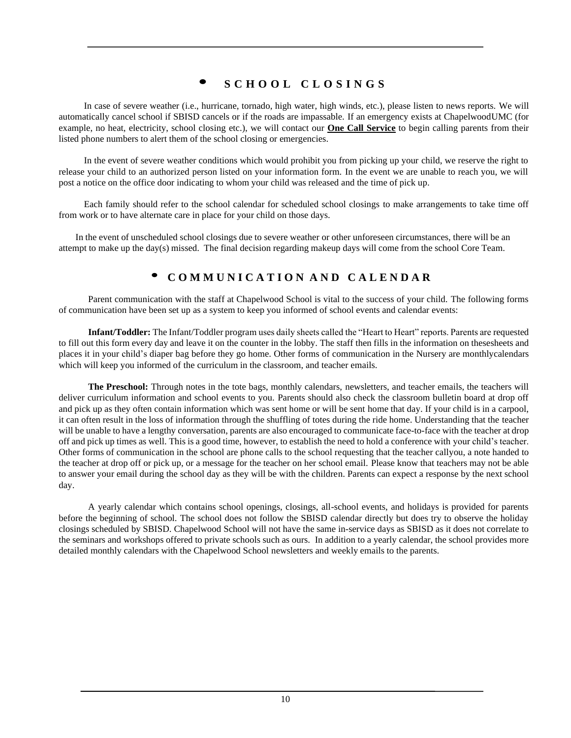## • SCHOOL CLOSINGS

In case of severe weather (i.e., hurricane, tornado, high water, high winds, etc.), please listen to news reports. We will automatically cancel school if SBISD cancels or if the roads are impassable. If an emergency exists at ChapelwoodUMC (for example, no heat, electricity, school closing etc.), we will contact our **One Call Service** to begin calling parents from their listed phone numbers to alert them of the school closing or emergencies.

In the event of severe weather conditions which would prohibit you from picking up your child, we reserve the right to release your child to an authorized person listed on your information form. In the event we are unable to reach you, we will post a notice on the office door indicating to whom your child was released and the time of pick up.

Each family should refer to the school calendar for scheduled school closings to make arrangements to take time off from work or to have alternate care in place for your child on those days.

In the event of unscheduled school closings due to severe weather or other unforeseen circumstances, there will be an attempt to make up the day(s) missed. The final decision regarding makeup days will come from the school Core Team.

## • COMMUNICATION AND CALENDAR

Parent communication with the staff at Chapelwood School is vital to the success of your child. The following forms of communication have been set up as a system to keep you informed of school events and calendar events:

**Infant/Toddler:** The Infant/Toddler program uses daily sheets called the "Heart to Heart" reports. Parents are requested to fill out this form every day and leave it on the counter in the lobby. The staff then fills in the information on thesesheets and places it in your child's diaper bag before they go home. Other forms of communication in the Nursery are monthlycalendars which will keep you informed of the curriculum in the classroom, and teacher emails.

**The Preschool:** Through notes in the tote bags, monthly calendars, newsletters, and teacher emails, the teachers will deliver curriculum information and school events to you. Parents should also check the classroom bulletin board at drop off and pick up as they often contain information which was sent home or will be sent home that day. If your child is in a carpool, it can often result in the loss of information through the shuffling of totes during the ride home. Understanding that the teacher will be unable to have a lengthy conversation, parents are also encouraged to communicate face-to-face with the teacher at drop off and pick up times as well. This is a good time, however, to establish the need to hold a conference with your child's teacher. Other forms of communication in the school are phone calls to the school requesting that the teacher callyou, a note handed to the teacher at drop off or pick up, or a message for the teacher on her school email. Please know that teachers may not be able to answer your email during the school day as they will be with the children. Parents can expect a response by the next school day.

A yearly calendar which contains school openings, closings, all-school events, and holidays is provided for parents before the beginning of school. The school does not follow the SBISD calendar directly but does try to observe the holiday closings scheduled by SBISD. Chapelwood School will not have the same in-service days as SBISD as it does not correlate to the seminars and workshops offered to private schools such as ours. In addition to a yearly calendar, the school provides more detailed monthly calendars with the Chapelwood School newsletters and weekly emails to the parents.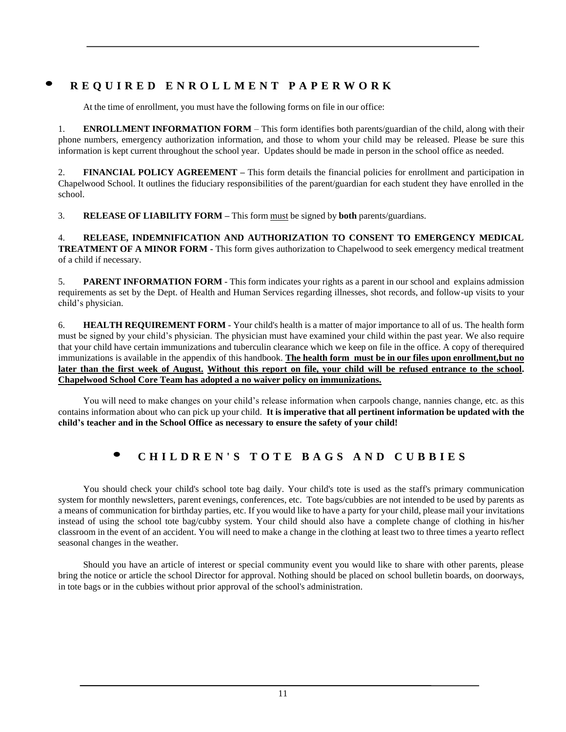## • REQUIRED ENROLLMENT PAPERWORK

At the time of enrollment, you must have the following forms on file in our office:

1. **ENROLLMENT INFORMATION FORM** – This form identifies both parents/guardian of the child, along with their phone numbers, emergency authorization information, and those to whom your child may be released. Please be sure this information is kept current throughout the school year. Updates should be made in person in the school office as needed.

2. **FINANCIAL POLICY AGREEMENT –** This form details the financial policies for enrollment and participation in Chapelwood School. It outlines the fiduciary responsibilities of the parent/guardian for each student they have enrolled in the school.

3. **RELEASE OF LIABILITY FORM –** This form <u>must</u> be signed by **both** parents/guardians.

4. **RELEASE, INDEMNIFICATION AND AUTHORIZATION TO CONSENT TO EMERGENCY MEDICAL TREATMENT OF A MINOR FORM -** This form gives authorization to Chapelwood to seek emergency medical treatment of a child if necessary.

5. **PARENT INFORMATION FORM** - This form indicates your rights as a parent in our school and explains admission requirements as set by the Dept. of Health and Human Services regarding illnesses, shot records, and follow-up visits to your child's physician.

6. **HEALTH REQUIREMENT FORM** - Your child's health is a matter of major importance to all of us. The health form must be signed by your child's physician. The physician must have examined your child within the past year. We also require that your child have certain immunizations and tuberculin clearance which we keep on file in the office. A copy of therequired immunizations is available in the appendix of this handbook. <u>**The health form must be in our files upon enrollment,but no later than the first week of August.**</u> <u>**Without this report on file, your child will be refused entrance to the school**</u>**.** <u>**Chapelwood School Core Team has adopted a no waiver policy on immunizations.**</u>

You will need to make changes on your child's release information when carpools change, nannies change, etc. as this contains information about who can pick up your child. **It is imperative that all pertinent information be updated with the child's teacher and in the School Office as necessary to ensure the safety of your child!**

## • CHILDREN'S TOTE BAGS AND CUBBIES

You should check your child's school tote bag daily. Your child's tote is used as the staff's primary communication system for monthly newsletters, parent evenings, conferences, etc. Tote bags/cubbies are not intended to be used by parents as a means of communication for birthday parties, etc. If you would like to have a party for your child, please mail your invitations instead of using the school tote bag/cubby system. Your child should also have a complete change of clothing in his/her classroom in the event of an accident. You will need to make a change in the clothing at least two to three times a yearto reflect seasonal changes in the weather.

Should you have an article of interest or special community event you would like to share with other parents, please bring the notice or article the school Director for approval. Nothing should be placed on school bulletin boards, on doorways, in tote bags or in the cubbies without prior approval of the school's administration.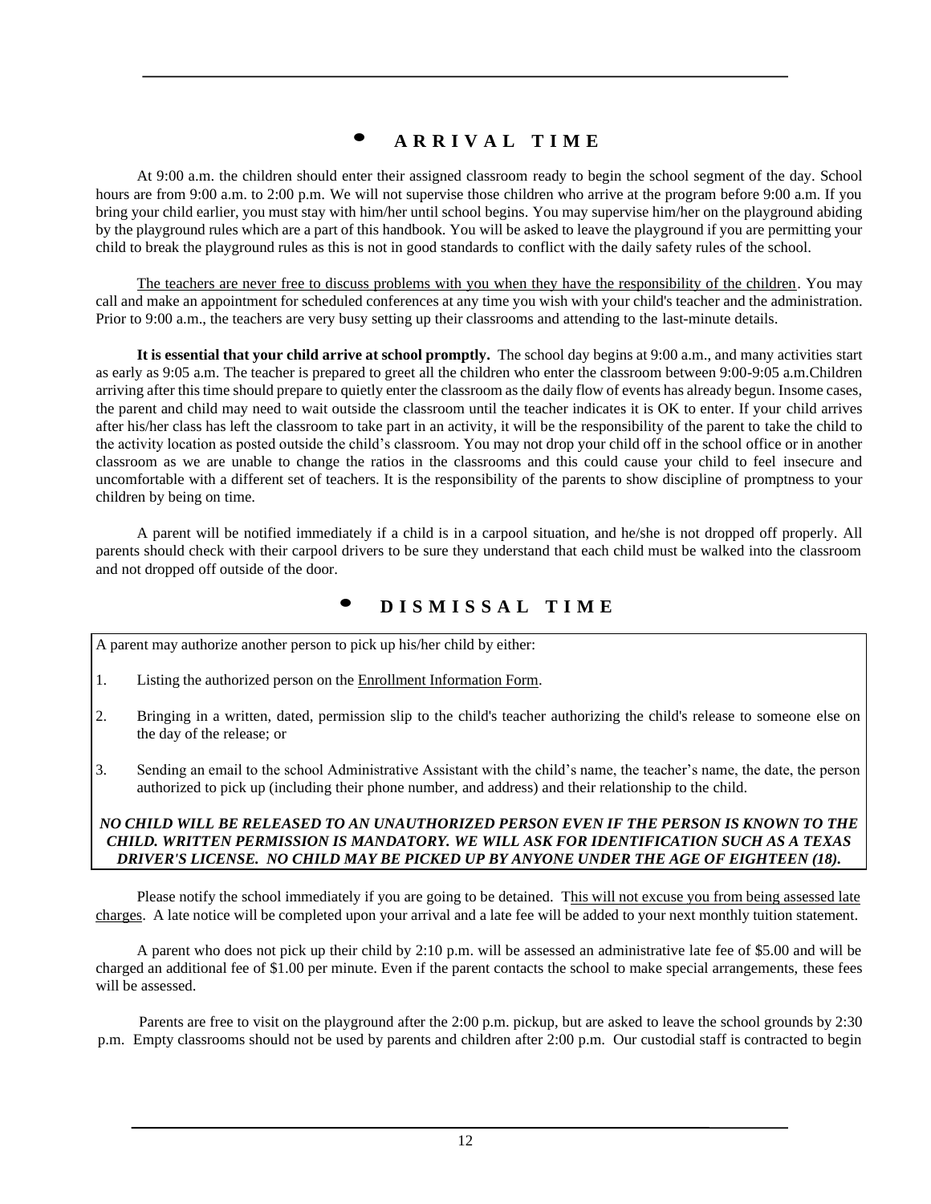## • ARRIVAL TIME

At 9:00 a.m. the children should enter their assigned classroom ready to begin the school segment of the day. School hours are from 9:00 a.m. to 2:00 p.m. We will not supervise those children who arrive at the program before 9:00 a.m. If you bring your child earlier, you must stay with him/her until school begins. You may supervise him/her on the playground abiding by the playground rules which are a part of this handbook. You will be asked to leave the playground if you are permitting your child to break the playground rules as this is not in good standards to conflict with the daily safety rules of the school.

<u>The teachers are never free to discuss problems with you when they have the responsibility of the children</u>. You may call and make an appointment for scheduled conferences at any time you wish with your child's teacher and the administration. Prior to 9:00 a.m., the teachers are very busy setting up their classrooms and attending to the last-minute details.

**It is essential that your child arrive at school promptly.** The school day begins at 9:00 a.m., and many activities start as early as 9:05 a.m. The teacher is prepared to greet all the children who enter the classroom between 9:00-9:05 a.m.Children arriving after this time should prepare to quietly enter the classroom as the daily flow of events has already begun. Insome cases, the parent and child may need to wait outside the classroom until the teacher indicates it is OK to enter. If your child arrives after his/her class has left the classroom to take part in an activity, it will be the responsibility of the parent to take the child to the activity location as posted outside the child's classroom. You may not drop your child off in the school office or in another classroom as we are unable to change the ratios in the classrooms and this could cause your child to feel insecure and uncomfortable with a different set of teachers. It is the responsibility of the parents to show discipline of promptness to your children by being on time.

A parent will be notified immediately if a child is in a carpool situation, and he/she is not dropped off properly. All parents should check with their carpool drivers to be sure they understand that each child must be walked into the classroom and not dropped off outside of the door.

## • DISMISSAL TIME

A parent may authorize another person to pick up his/her child by either:

1. Listing the authorized person on the <u>Enrollment Information Form</u>.
2. Bringing in a written, dated, permission slip to the child's teacher authorizing the child's release to someone else on the day of the release; or
3. Sending an email to the school Administrative Assistant with the child's name, the teacher's name, the date, the person authorized to pick up (including their phone number, and address) and their relationship to the child.

***NO CHILD WILL BE RELEASED TO AN UNAUTHORIZED PERSON EVEN IF THE PERSON IS KNOWN TO THE CHILD. WRITTEN PERMISSION IS MANDATORY. WE WILL ASK FOR IDENTIFICATION SUCH AS A TEXAS DRIVER'S LICENSE. NO CHILD MAY BE PICKED UP BY ANYONE UNDER THE AGE OF EIGHTEEN (18).***

Please notify the school immediately if you are going to be detained. T<u>his will not excuse you from being assessed late charges</u>. A late notice will be completed upon your arrival and a late fee will be added to your next monthly tuition statement.

A parent who does not pick up their child by 2:10 p.m. will be assessed an administrative late fee of $5.00 and will be charged an additional fee of $1.00 per minute. Even if the parent contacts the school to make special arrangements, these fees will be assessed.

Parents are free to visit on the playground after the 2:00 p.m. pickup, but are asked to leave the school grounds by 2:30 p.m. Empty classrooms should not be used by parents and children after 2:00 p.m. Our custodial staff is contracted to begin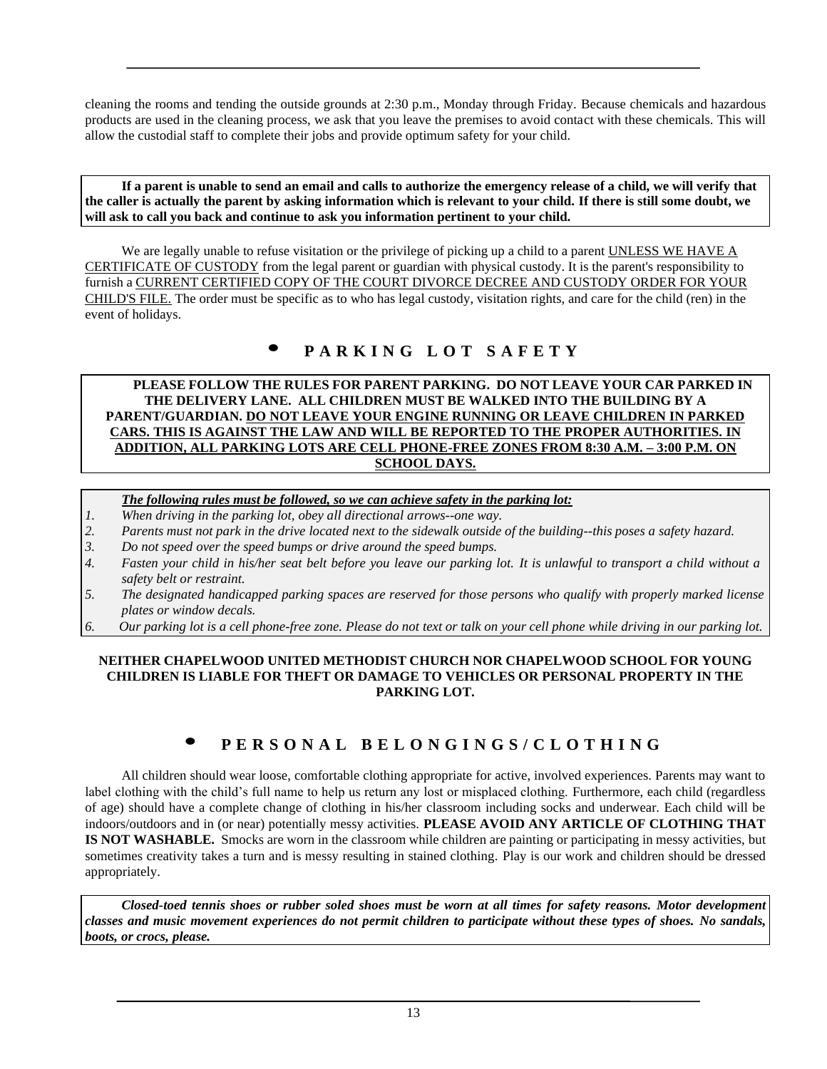cleaning the rooms and tending the outside grounds at 2:30 p.m., Monday through Friday. Because chemicals and hazardous products are used in the cleaning process, we ask that you leave the premises to avoid contact with these chemicals. This will allow the custodial staff to complete their jobs and provide optimum safety for your child.

**If a parent is unable to send an email and calls to authorize the emergency release of a child, we will verify that the caller is actually the parent by asking information which is relevant to your child. If there is still some doubt, we will ask to call you back and continue to ask you information pertinent to your child.**

We are legally unable to refuse visitation or the privilege of picking up a child to a parent UNLESS WE HAVE A CERTIFICATE OF CUSTODY from the legal parent or guardian with physical custody. It is the parent's responsibility to furnish a CURRENT CERTIFIED COPY OF THE COURT DIVORCE DECREE AND CUSTODY ORDER FOR YOUR CHILD'S FILE. The order must be specific as to who has legal custody, visitation rights, and care for the child (ren) in the event of holidays.

## • PARKING LOT SAFETY

**PLEASE FOLLOW THE RULES FOR PARENT PARKING. DO NOT LEAVE YOUR CAR PARKED IN THE DELIVERY LANE. ALL CHILDREN MUST BE WALKED INTO THE BUILDING BY A PARENT/GUARDIAN. DO NOT LEAVE YOUR ENGINE RUNNING OR LEAVE CHILDREN IN PARKED CARS. THIS IS AGAINST THE LAW AND WILL BE REPORTED TO THE PROPER AUTHORITIES. IN ADDITION, ALL PARKING LOTS ARE CELL PHONE-FREE ZONES FROM 8:30 A.M. – 3:00 P.M. ON SCHOOL DAYS.**

***The following rules must be followed, so we can achieve safety in the parking lot:***

1. *When driving in the parking lot, obey all directional arrows--one way.*
2. *Parents must not park in the drive located next to the sidewalk outside of the building--this poses a safety hazard.*
3. *Do not speed over the speed bumps or drive around the speed bumps.*
4. *Fasten your child in his/her seat belt before you leave our parking lot. It is unlawful to transport a child without a safety belt or restraint.*
5. *The designated handicapped parking spaces are reserved for those persons who qualify with properly marked license plates or window decals.*
6. *Our parking lot is a cell phone-free zone. Please do not text or talk on your cell phone while driving in our parking lot.*

**NEITHER CHAPELWOOD UNITED METHODIST CHURCH NOR CHAPELWOOD SCHOOL FOR YOUNG CHILDREN IS LIABLE FOR THEFT OR DAMAGE TO VEHICLES OR PERSONAL PROPERTY IN THE PARKING LOT.**

## • PERSONAL BELONGINGS/CLOTHING

All children should wear loose, comfortable clothing appropriate for active, involved experiences. Parents may want to label clothing with the child's full name to help us return any lost or misplaced clothing. Furthermore, each child (regardless of age) should have a complete change of clothing in his/her classroom including socks and underwear. Each child will be indoors/outdoors and in (or near) potentially messy activities. **PLEASE AVOID ANY ARTICLE OF CLOTHING THAT IS NOT WASHABLE.** Smocks are worn in the classroom while children are painting or participating in messy activities, but sometimes creativity takes a turn and is messy resulting in stained clothing. Play is our work and children should be dressed appropriately.

***Closed-toed tennis shoes or rubber soled shoes must be worn at all times for safety reasons. Motor development classes and music movement experiences do not permit children to participate without these types of shoes. No sandals, boots, or crocs, please.***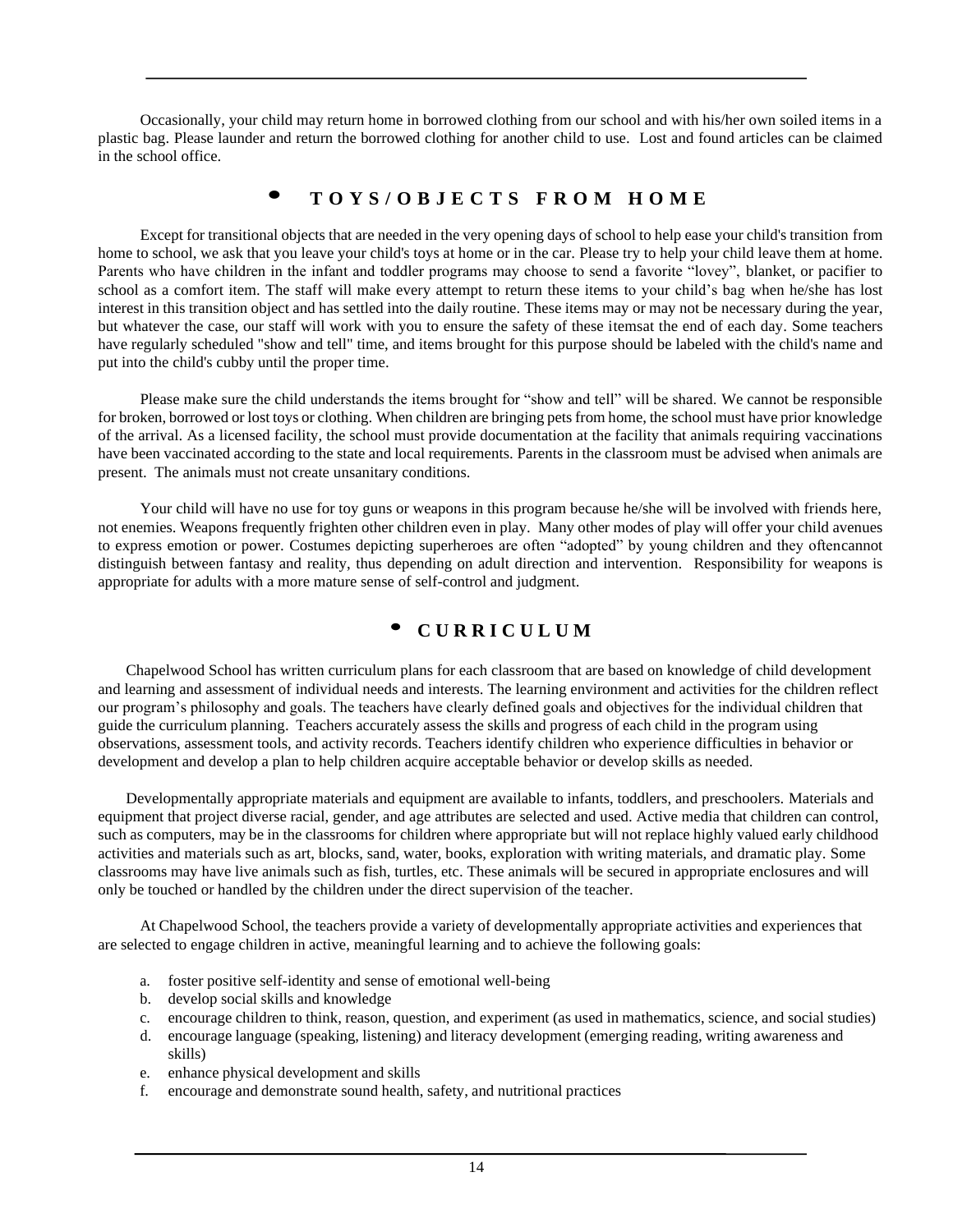Occasionally, your child may return home in borrowed clothing from our school and with his/her own soiled items in a plastic bag. Please launder and return the borrowed clothing for another child to use. Lost and found articles can be claimed in the school office.

## • TOYS/OBJECTS FROM HOME

Except for transitional objects that are needed in the very opening days of school to help ease your child's transition from home to school, we ask that you leave your child's toys at home or in the car. Please try to help your child leave them at home. Parents who have children in the infant and toddler programs may choose to send a favorite "lovey", blanket, or pacifier to school as a comfort item. The staff will make every attempt to return these items to your child's bag when he/she has lost interest in this transition object and has settled into the daily routine. These items may or may not be necessary during the year, but whatever the case, our staff will work with you to ensure the safety of these itemsat the end of each day. Some teachers have regularly scheduled "show and tell" time, and items brought for this purpose should be labeled with the child's name and put into the child's cubby until the proper time.

Please make sure the child understands the items brought for "show and tell" will be shared. We cannot be responsible for broken, borrowed or lost toys or clothing. When children are bringing pets from home, the school must have prior knowledge of the arrival. As a licensed facility, the school must provide documentation at the facility that animals requiring vaccinations have been vaccinated according to the state and local requirements. Parents in the classroom must be advised when animals are present. The animals must not create unsanitary conditions.

Your child will have no use for toy guns or weapons in this program because he/she will be involved with friends here, not enemies. Weapons frequently frighten other children even in play. Many other modes of play will offer your child avenues to express emotion or power. Costumes depicting superheroes are often "adopted" by young children and they oftencannot distinguish between fantasy and reality, thus depending on adult direction and intervention. Responsibility for weapons is appropriate for adults with a more mature sense of self-control and judgment.

## • CURRICULUM

Chapelwood School has written curriculum plans for each classroom that are based on knowledge of child development and learning and assessment of individual needs and interests. The learning environment and activities for the children reflect our program's philosophy and goals. The teachers have clearly defined goals and objectives for the individual children that guide the curriculum planning. Teachers accurately assess the skills and progress of each child in the program using observations, assessment tools, and activity records. Teachers identify children who experience difficulties in behavior or development and develop a plan to help children acquire acceptable behavior or develop skills as needed.

Developmentally appropriate materials and equipment are available to infants, toddlers, and preschoolers. Materials and equipment that project diverse racial, gender, and age attributes are selected and used. Active media that children can control, such as computers, may be in the classrooms for children where appropriate but will not replace highly valued early childhood activities and materials such as art, blocks, sand, water, books, exploration with writing materials, and dramatic play. Some classrooms may have live animals such as fish, turtles, etc. These animals will be secured in appropriate enclosures and will only be touched or handled by the children under the direct supervision of the teacher.

At Chapelwood School, the teachers provide a variety of developmentally appropriate activities and experiences that are selected to engage children in active, meaningful learning and to achieve the following goals:

a. foster positive self-identity and sense of emotional well-being
b. develop social skills and knowledge
c. encourage children to think, reason, question, and experiment (as used in mathematics, science, and social studies)
d. encourage language (speaking, listening) and literacy development (emerging reading, writing awareness and skills)
e. enhance physical development and skills
f. encourage and demonstrate sound health, safety, and nutritional practices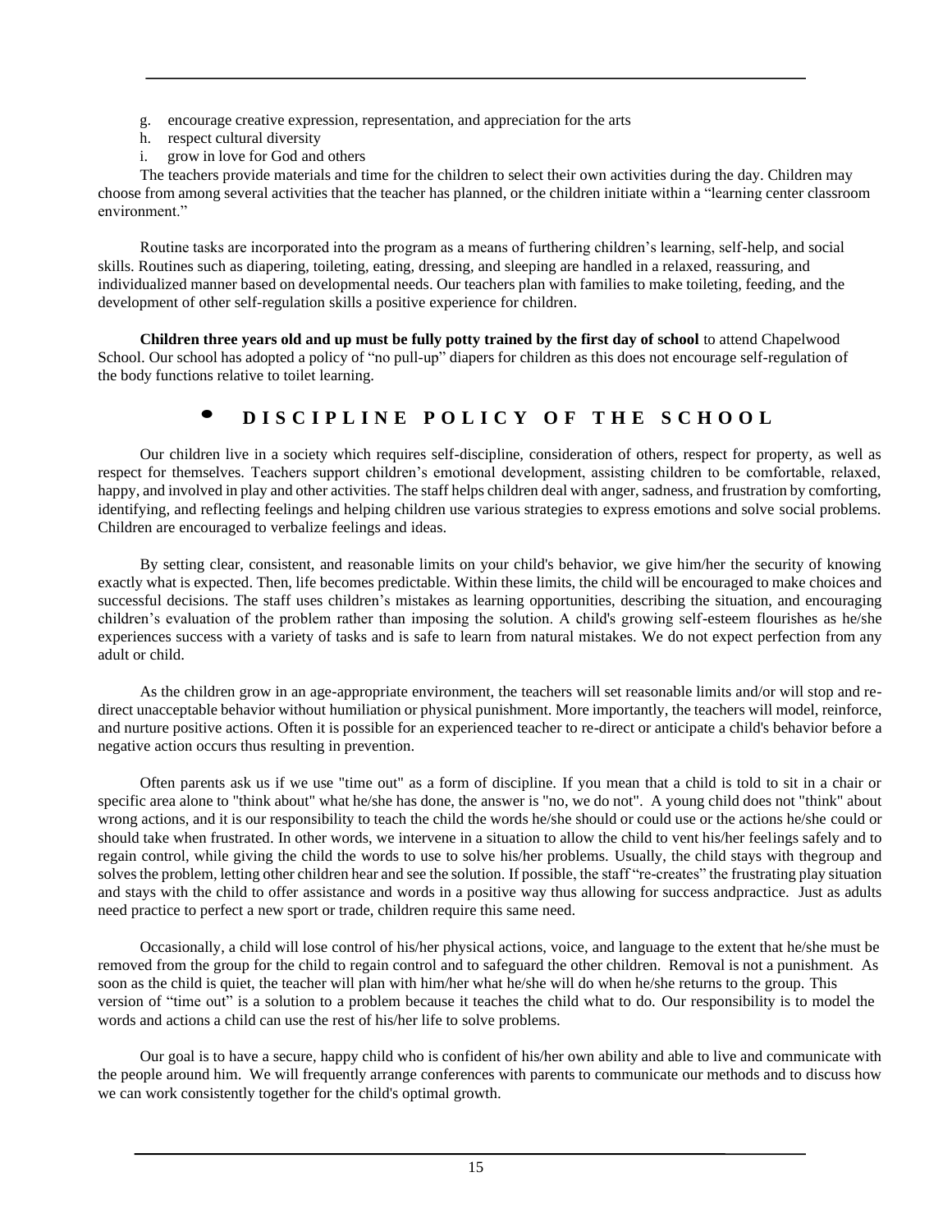g. encourage creative expression, representation, and appreciation for the arts
h. respect cultural diversity
i. grow in love for God and others

The teachers provide materials and time for the children to select their own activities during the day. Children may choose from among several activities that the teacher has planned, or the children initiate within a "learning center classroom environment."

Routine tasks are incorporated into the program as a means of furthering children's learning, self-help, and social skills. Routines such as diapering, toileting, eating, dressing, and sleeping are handled in a relaxed, reassuring, and individualized manner based on developmental needs. Our teachers plan with families to make toileting, feeding, and the development of other self-regulation skills a positive experience for children.

**Children three years old and up must be fully potty trained by the first day of school** to attend Chapelwood School. Our school has adopted a policy of "no pull-up" diapers for children as this does not encourage self-regulation of the body functions relative to toilet learning.

## • DISCIPLINE POLICY OF THE SCHOOL

Our children live in a society which requires self-discipline, consideration of others, respect for property, as well as respect for themselves. Teachers support children's emotional development, assisting children to be comfortable, relaxed, happy, and involved in play and other activities. The staff helps children deal with anger, sadness, and frustration by comforting, identifying, and reflecting feelings and helping children use various strategies to express emotions and solve social problems. Children are encouraged to verbalize feelings and ideas.

By setting clear, consistent, and reasonable limits on your child's behavior, we give him/her the security of knowing exactly what is expected. Then, life becomes predictable. Within these limits, the child will be encouraged to make choices and successful decisions. The staff uses children's mistakes as learning opportunities, describing the situation, and encouraging children's evaluation of the problem rather than imposing the solution. A child's growing self-esteem flourishes as he/she experiences success with a variety of tasks and is safe to learn from natural mistakes. We do not expect perfection from any adult or child.

As the children grow in an age-appropriate environment, the teachers will set reasonable limits and/or will stop and re-direct unacceptable behavior without humiliation or physical punishment. More importantly, the teachers will model, reinforce, and nurture positive actions. Often it is possible for an experienced teacher to re-direct or anticipate a child's behavior before a negative action occurs thus resulting in prevention.

Often parents ask us if we use "time out" as a form of discipline. If you mean that a child is told to sit in a chair or specific area alone to "think about" what he/she has done, the answer is "no, we do not". A young child does not "think" about wrong actions, and it is our responsibility to teach the child the words he/she should or could use or the actions he/she could or should take when frustrated. In other words, we intervene in a situation to allow the child to vent his/her feelings safely and to regain control, while giving the child the words to use to solve his/her problems. Usually, the child stays with thegroup and solves the problem, letting other children hear and see the solution. If possible, the staff "re-creates" the frustrating play situation and stays with the child to offer assistance and words in a positive way thus allowing for success andpractice. Just as adults need practice to perfect a new sport or trade, children require this same need.

Occasionally, a child will lose control of his/her physical actions, voice, and language to the extent that he/she must be removed from the group for the child to regain control and to safeguard the other children. Removal is not a punishment. As soon as the child is quiet, the teacher will plan with him/her what he/she will do when he/she returns to the group. This version of "time out" is a solution to a problem because it teaches the child what to do. Our responsibility is to model the words and actions a child can use the rest of his/her life to solve problems.

Our goal is to have a secure, happy child who is confident of his/her own ability and able to live and communicate with the people around him. We will frequently arrange conferences with parents to communicate our methods and to discuss how we can work consistently together for the child's optimal growth.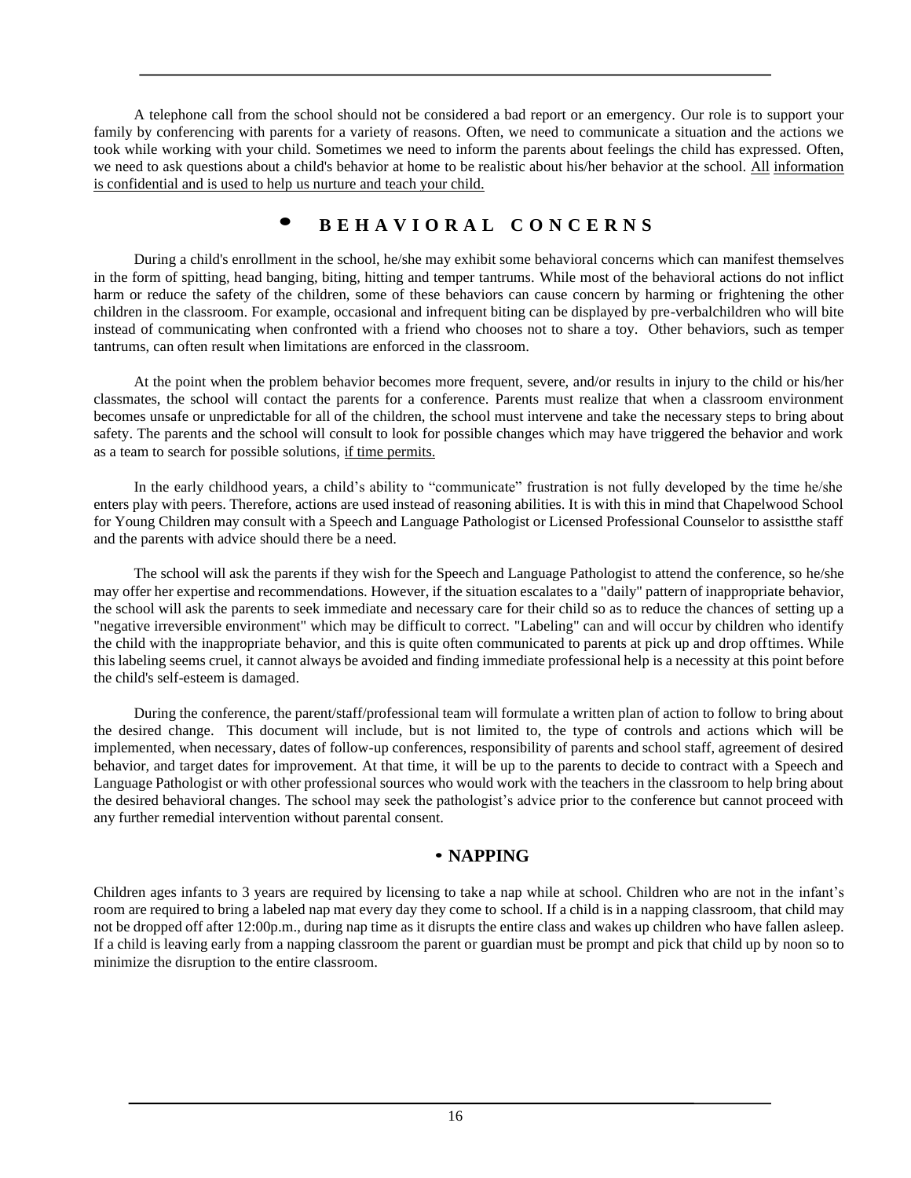A telephone call from the school should not be considered a bad report or an emergency. Our role is to support your family by conferencing with parents for a variety of reasons. Often, we need to communicate a situation and the actions we took while working with your child. Sometimes we need to inform the parents about feelings the child has expressed. Often, we need to ask questions about a child's behavior at home to be realistic about his/her behavior at the school. <u>All information is confidential and is used to help us nurture and teach your child.</u>

## • BEHAVIORAL CONCERNS

During a child's enrollment in the school, he/she may exhibit some behavioral concerns which can manifest themselves in the form of spitting, head banging, biting, hitting and temper tantrums. While most of the behavioral actions do not inflict harm or reduce the safety of the children, some of these behaviors can cause concern by harming or frightening the other children in the classroom. For example, occasional and infrequent biting can be displayed by pre-verbalchildren who will bite instead of communicating when confronted with a friend who chooses not to share a toy. Other behaviors, such as temper tantrums, can often result when limitations are enforced in the classroom.

At the point when the problem behavior becomes more frequent, severe, and/or results in injury to the child or his/her classmates, the school will contact the parents for a conference. Parents must realize that when a classroom environment becomes unsafe or unpredictable for all of the children, the school must intervene and take the necessary steps to bring about safety. The parents and the school will consult to look for possible changes which may have triggered the behavior and work as a team to search for possible solutions, <u>if time permits.</u>

In the early childhood years, a child's ability to "communicate" frustration is not fully developed by the time he/she enters play with peers. Therefore, actions are used instead of reasoning abilities. It is with this in mind that Chapelwood School for Young Children may consult with a Speech and Language Pathologist or Licensed Professional Counselor to assistthe staff and the parents with advice should there be a need.

The school will ask the parents if they wish for the Speech and Language Pathologist to attend the conference, so he/she may offer her expertise and recommendations. However, if the situation escalates to a "daily" pattern of inappropriate behavior, the school will ask the parents to seek immediate and necessary care for their child so as to reduce the chances of setting up a "negative irreversible environment" which may be difficult to correct. "Labeling" can and will occur by children who identify the child with the inappropriate behavior, and this is quite often communicated to parents at pick up and drop offtimes. While this labeling seems cruel, it cannot always be avoided and finding immediate professional help is a necessity at this point before the child's self-esteem is damaged.

During the conference, the parent/staff/professional team will formulate a written plan of action to follow to bring about the desired change. This document will include, but is not limited to, the type of controls and actions which will be implemented, when necessary, dates of follow-up conferences, responsibility of parents and school staff, agreement of desired behavior, and target dates for improvement. At that time, it will be up to the parents to decide to contract with a Speech and Language Pathologist or with other professional sources who would work with the teachers in the classroom to help bring about the desired behavioral changes. The school may seek the pathologist's advice prior to the conference but cannot proceed with any further remedial intervention without parental consent.

## • NAPPING

Children ages infants to 3 years are required by licensing to take a nap while at school. Children who are not in the infant's room are required to bring a labeled nap mat every day they come to school. If a child is in a napping classroom, that child may not be dropped off after 12:00p.m., during nap time as it disrupts the entire class and wakes up children who have fallen asleep. If a child is leaving early from a napping classroom the parent or guardian must be prompt and pick that child up by noon so to minimize the disruption to the entire classroom.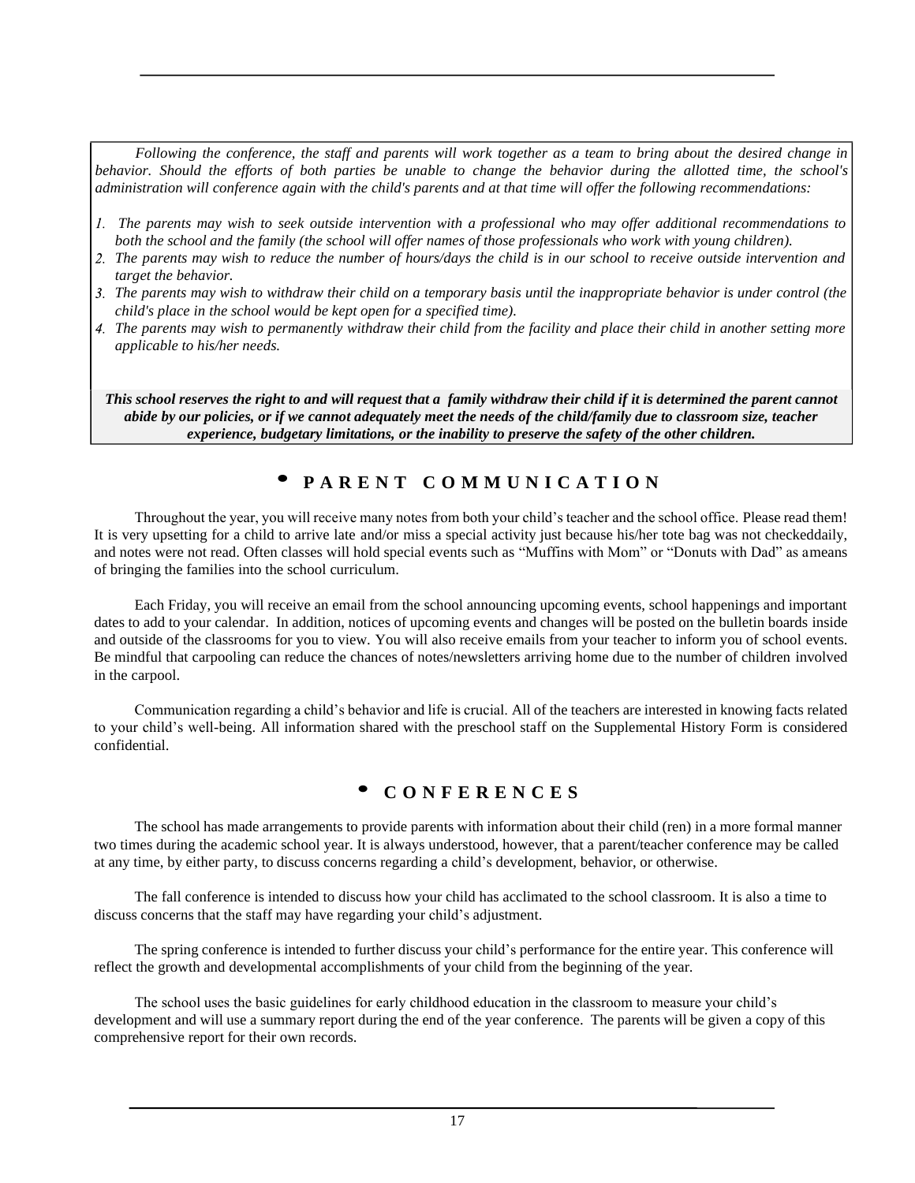*Following the conference, the staff and parents will work together as a team to bring about the desired change in behavior. Should the efforts of both parties be unable to change the behavior during the allotted time, the school's administration will conference again with the child's parents and at that time will offer the following recommendations:*

1. *The parents may wish to seek outside intervention with a professional who may offer additional recommendations to both the school and the family (the school will offer names of those professionals who work with young children).*
2. *The parents may wish to reduce the number of hours/days the child is in our school to receive outside intervention and target the behavior.*
3. *The parents may wish to withdraw their child on a temporary basis until the inappropriate behavior is under control (the child's place in the school would be kept open for a specified time).*
4. *The parents may wish to permanently withdraw their child from the facility and place their child in another setting more applicable to his/her needs.*

***This school reserves the right to and will request that a family withdraw their child if it is determined the parent cannot abide by our policies, or if we cannot adequately meet the needs of the child/family due to classroom size, teacher experience, budgetary limitations, or the inability to preserve the safety of the other children.***

## • PARENT COMMUNICATION

Throughout the year, you will receive many notes from both your child's teacher and the school office. Please read them! It is very upsetting for a child to arrive late and/or miss a special activity just because his/her tote bag was not checkeddaily, and notes were not read. Often classes will hold special events such as "Muffins with Mom" or "Donuts with Dad" as ameans of bringing the families into the school curriculum.

Each Friday, you will receive an email from the school announcing upcoming events, school happenings and important dates to add to your calendar. In addition, notices of upcoming events and changes will be posted on the bulletin boards inside and outside of the classrooms for you to view. You will also receive emails from your teacher to inform you of school events. Be mindful that carpooling can reduce the chances of notes/newsletters arriving home due to the number of children involved in the carpool.

Communication regarding a child's behavior and life is crucial. All of the teachers are interested in knowing facts related to your child's well-being. All information shared with the preschool staff on the Supplemental History Form is considered confidential.

## • CONFERENCES

The school has made arrangements to provide parents with information about their child (ren) in a more formal manner two times during the academic school year. It is always understood, however, that a parent/teacher conference may be called at any time, by either party, to discuss concerns regarding a child's development, behavior, or otherwise.

The fall conference is intended to discuss how your child has acclimated to the school classroom. It is also a time to discuss concerns that the staff may have regarding your child's adjustment.

The spring conference is intended to further discuss your child's performance for the entire year. This conference will reflect the growth and developmental accomplishments of your child from the beginning of the year.

The school uses the basic guidelines for early childhood education in the classroom to measure your child's development and will use a summary report during the end of the year conference. The parents will be given a copy of this comprehensive report for their own records.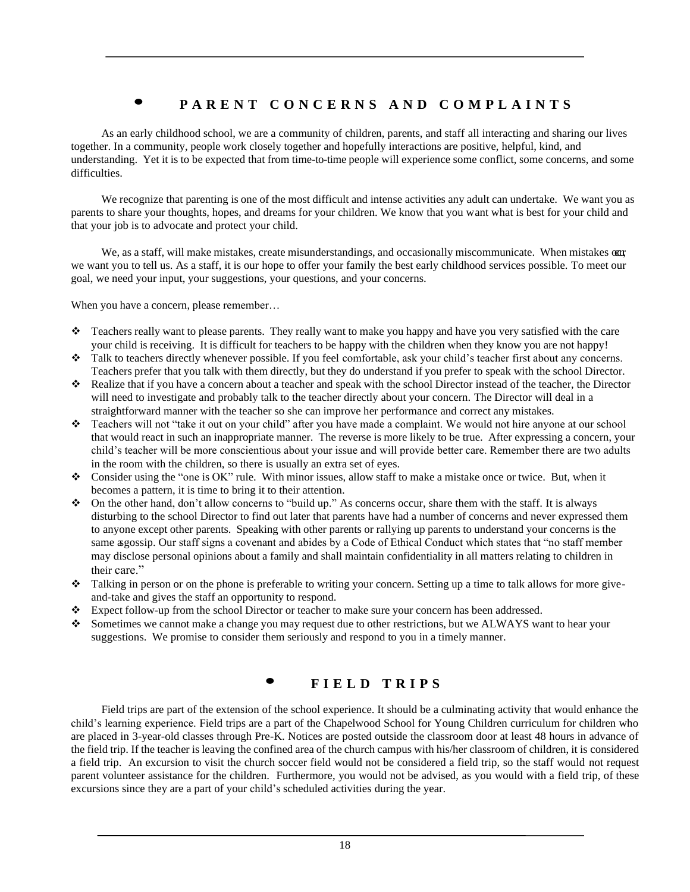## PARENT CONCERNS AND COMPLAINTS

As an early childhood school, we are a community of children, parents, and staff all interacting and sharing our lives together. In a community, people work closely together and hopefully interactions are positive, helpful, kind, and understanding. Yet it is to be expected that from time-to-time people will experience some conflict, some concerns, and some difficulties.

We recognize that parenting is one of the most difficult and intense activities any adult can undertake. We want you as parents to share your thoughts, hopes, and dreams for your children. We know that you want what is best for your child and that your job is to advocate and protect your child.

We, as a staff, will make mistakes, create misunderstandings, and occasionally miscommunicate. When mistakes occur, we want you to tell us. As a staff, it is our hope to offer your family the best early childhood services possible. To meet our goal, we need your input, your suggestions, your questions, and your concerns.

When you have a concern, please remember…

- Teachers really want to please parents. They really want to make you happy and have you very satisfied with the care your child is receiving. It is difficult for teachers to be happy with the children when they know you are not happy!
- Talk to teachers directly whenever possible. If you feel comfortable, ask your child's teacher first about any concerns. Teachers prefer that you talk with them directly, but they do understand if you prefer to speak with the school Director.
- Realize that if you have a concern about a teacher and speak with the school Director instead of the teacher, the Director will need to investigate and probably talk to the teacher directly about your concern. The Director will deal in a straightforward manner with the teacher so she can improve her performance and correct any mistakes.
- Teachers will not "take it out on your child" after you have made a complaint. We would not hire anyone at our school that would react in such an inappropriate manner. The reverse is more likely to be true. After expressing a concern, your child's teacher will be more conscientious about your issue and will provide better care. Remember there are two adults in the room with the children, so there is usually an extra set of eyes.
- Consider using the "one is OK" rule. With minor issues, allow staff to make a mistake once or twice. But, when it becomes a pattern, it is time to bring it to their attention.
- On the other hand, don't allow concerns to "build up." As concerns occur, share them with the staff. It is always disturbing to the school Director to find out later that parents have had a number of concerns and never expressed them to anyone except other parents. Speaking with other parents or rallying up parents to understand your concerns is the same as gossip. Our staff signs a covenant and abides by a Code of Ethical Conduct which states that "no staff member may disclose personal opinions about a family and shall maintain confidentiality in all matters relating to children in their care."
- Talking in person or on the phone is preferable to writing your concern. Setting up a time to talk allows for more give-and-take and gives the staff an opportunity to respond.
- Expect follow-up from the school Director or teacher to make sure your concern has been addressed.
- Sometimes we cannot make a change you may request due to other restrictions, but we ALWAYS want to hear your suggestions. We promise to consider them seriously and respond to you in a timely manner.

## FIELD TRIPS

Field trips are part of the extension of the school experience. It should be a culminating activity that would enhance the child's learning experience. Field trips are a part of the Chapelwood School for Young Children curriculum for children who are placed in 3-year-old classes through Pre-K. Notices are posted outside the classroom door at least 48 hours in advance of the field trip. If the teacher is leaving the confined area of the church campus with his/her classroom of children, it is considered a field trip. An excursion to visit the church soccer field would not be considered a field trip, so the staff would not request parent volunteer assistance for the children. Furthermore, you would not be advised, as you would with a field trip, of these excursions since they are a part of your child's scheduled activities during the year.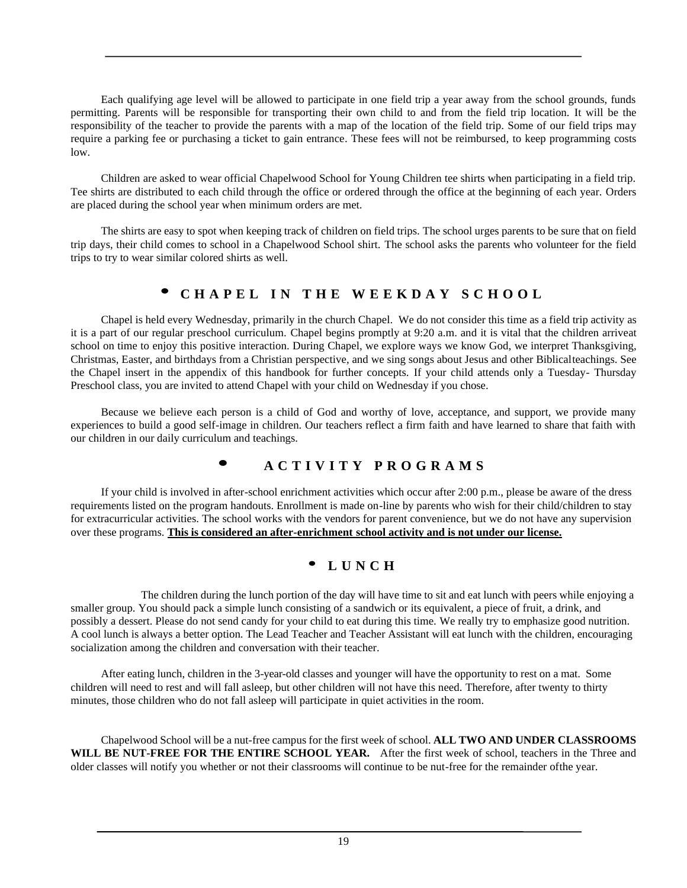Each qualifying age level will be allowed to participate in one field trip a year away from the school grounds, funds permitting. Parents will be responsible for transporting their own child to and from the field trip location. It will be the responsibility of the teacher to provide the parents with a map of the location of the field trip. Some of our field trips may require a parking fee or purchasing a ticket to gain entrance. These fees will not be reimbursed, to keep programming costs low.

Children are asked to wear official Chapelwood School for Young Children tee shirts when participating in a field trip. Tee shirts are distributed to each child through the office or ordered through the office at the beginning of each year. Orders are placed during the school year when minimum orders are met.

The shirts are easy to spot when keeping track of children on field trips. The school urges parents to be sure that on field trip days, their child comes to school in a Chapelwood School shirt. The school asks the parents who volunteer for the field trips to try to wear similar colored shirts as well.

## • CHAPEL IN THE WEEKDAY SCHOOL

Chapel is held every Wednesday, primarily in the church Chapel. We do not consider this time as a field trip activity as it is a part of our regular preschool curriculum. Chapel begins promptly at 9:20 a.m. and it is vital that the children arriveat school on time to enjoy this positive interaction. During Chapel, we explore ways we know God, we interpret Thanksgiving, Christmas, Easter, and birthdays from a Christian perspective, and we sing songs about Jesus and other Biblicalteachings. See the Chapel insert in the appendix of this handbook for further concepts. If your child attends only a Tuesday- Thursday Preschool class, you are invited to attend Chapel with your child on Wednesday if you chose.

Because we believe each person is a child of God and worthy of love, acceptance, and support, we provide many experiences to build a good self-image in children. Our teachers reflect a firm faith and have learned to share that faith with our children in our daily curriculum and teachings.

## • ACTIVITY PROGRAMS

If your child is involved in after-school enrichment activities which occur after 2:00 p.m., please be aware of the dress requirements listed on the program handouts. Enrollment is made on-line by parents who wish for their child/children to stay for extracurricular activities. The school works with the vendors for parent convenience, but we do not have any supervision over these programs. **This is considered an after-enrichment school activity and is not under our license.**

## • LUNCH

The children during the lunch portion of the day will have time to sit and eat lunch with peers while enjoying a smaller group. You should pack a simple lunch consisting of a sandwich or its equivalent, a piece of fruit, a drink, and possibly a dessert. Please do not send candy for your child to eat during this time. We really try to emphasize good nutrition. A cool lunch is always a better option. The Lead Teacher and Teacher Assistant will eat lunch with the children, encouraging socialization among the children and conversation with their teacher.

After eating lunch, children in the 3-year-old classes and younger will have the opportunity to rest on a mat. Some children will need to rest and will fall asleep, but other children will not have this need. Therefore, after twenty to thirty minutes, those children who do not fall asleep will participate in quiet activities in the room.

Chapelwood School will be a nut-free campus for the first week of school. **ALL TWO AND UNDER CLASSROOMS WILL BE NUT-FREE FOR THE ENTIRE SCHOOL YEAR.** After the first week of school, teachers in the Three and older classes will notify you whether or not their classrooms will continue to be nut-free for the remainder ofthe year.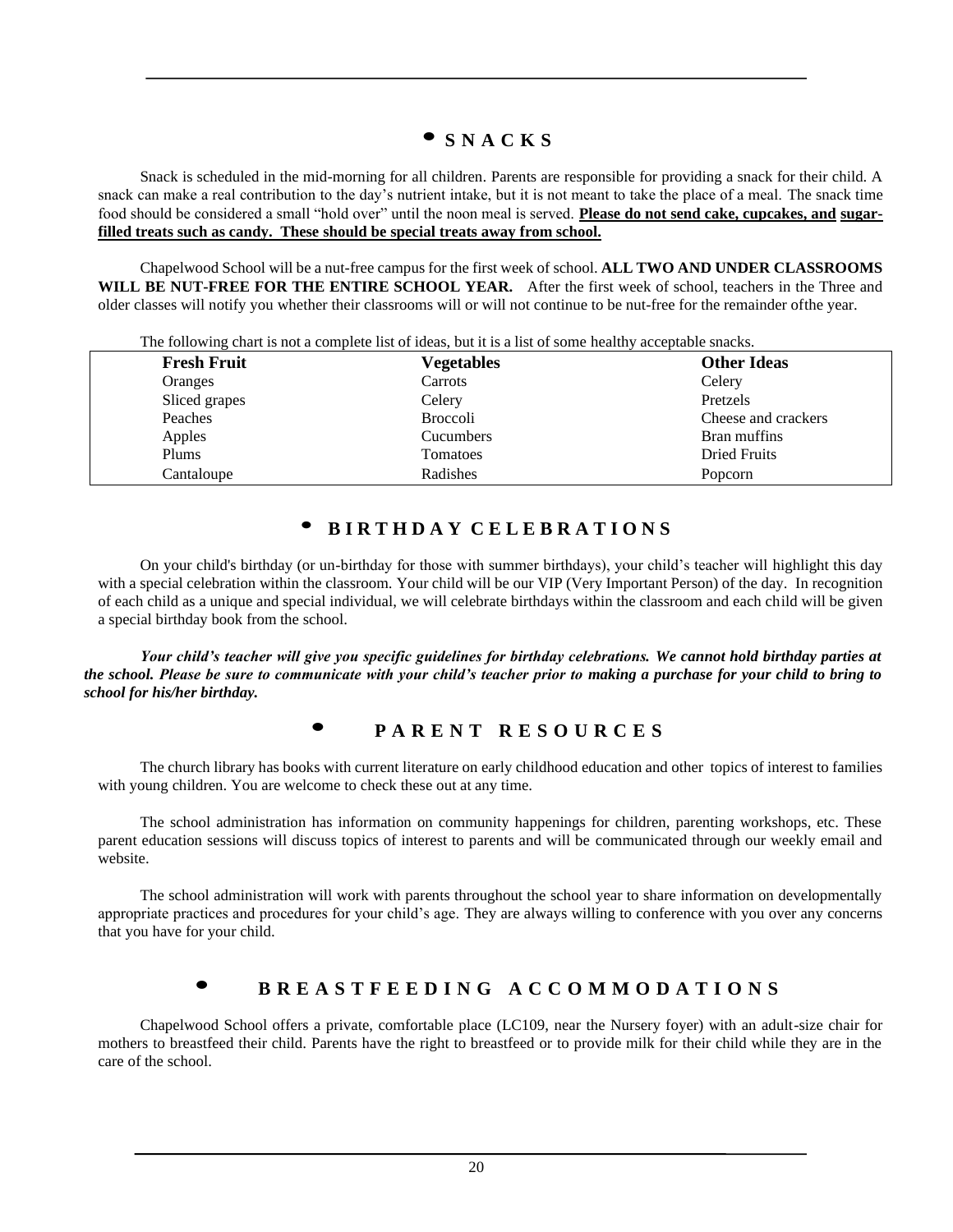## SNACKS

Snack is scheduled in the mid-morning for all children. Parents are responsible for providing a snack for their child. A snack can make a real contribution to the day's nutrient intake, but it is not meant to take the place of a meal. The snack time food should be considered a small "hold over" until the noon meal is served. **Please do not send cake, cupcakes, and sugar-filled treats such as candy. These should be special treats away from school.**

Chapelwood School will be a nut-free campus for the first week of school. **ALL TWO AND UNDER CLASSROOMS WILL BE NUT-FREE FOR THE ENTIRE SCHOOL YEAR.** After the first week of school, teachers in the Three and older classes will notify you whether their classrooms will or will not continue to be nut-free for the remainder ofthe year.

The following chart is not a complete list of ideas, but it is a list of some healthy acceptable snacks.

| Fresh Fruit | Vegetables | Other Ideas |
|---|---|---|
| Oranges | Carrots | Celery |
| Sliced grapes | Celery | Pretzels |
| Peaches | Broccoli | Cheese and crackers |
| Apples | Cucumbers | Bran muffins |
| Plums | Tomatoes | Dried Fruits |
| Cantaloupe | Radishes | Popcorn |

## BIRTHDAY CELEBRATIONS

On your child's birthday (or un-birthday for those with summer birthdays), your child's teacher will highlight this day with a special celebration within the classroom. Your child will be our VIP (Very Important Person) of the day. In recognition of each child as a unique and special individual, we will celebrate birthdays within the classroom and each child will be given a special birthday book from the school.

***Your child's teacher will give you specific guidelines for birthday celebrations. We cannot hold birthday parties at the school. Please be sure to communicate with your child's teacher prior to making a purchase for your child to bring to school for his/her birthday.***

## PARENT RESOURCES

The church library has books with current literature on early childhood education and other topics of interest to families with young children. You are welcome to check these out at any time.

The school administration has information on community happenings for children, parenting workshops, etc. These parent education sessions will discuss topics of interest to parents and will be communicated through our weekly email and website.

The school administration will work with parents throughout the school year to share information on developmentally appropriate practices and procedures for your child's age. They are always willing to conference with you over any concerns that you have for your child.

## BREASTFEEDING ACCOMMODATIONS

Chapelwood School offers a private, comfortable place (LC109, near the Nursery foyer) with an adult-size chair for mothers to breastfeed their child. Parents have the right to breastfeed or to provide milk for their child while they are in the care of the school.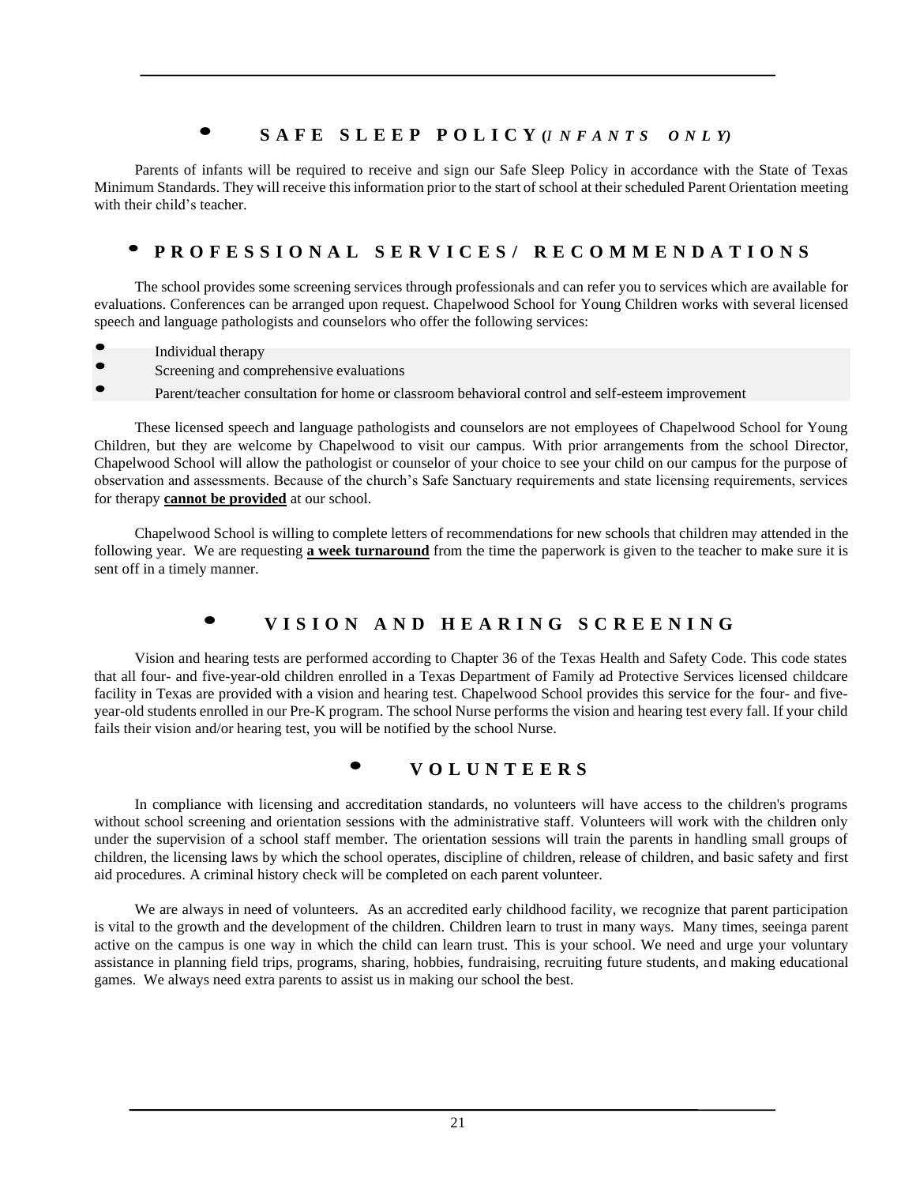## SAFE SLEEP POLICY *(INFANTS ONLY)*

Parents of infants will be required to receive and sign our Safe Sleep Policy in accordance with the State of Texas Minimum Standards. They will receive this information prior to the start of school at their scheduled Parent Orientation meeting with their child's teacher.

## PROFESSIONAL SERVICES/ RECOMMENDATIONS

The school provides some screening services through professionals and can refer you to services which are available for evaluations. Conferences can be arranged upon request. Chapelwood School for Young Children works with several licensed speech and language pathologists and counselors who offer the following services:

- Individual therapy
- Screening and comprehensive evaluations
- Parent/teacher consultation for home or classroom behavioral control and self-esteem improvement

These licensed speech and language pathologists and counselors are not employees of Chapelwood School for Young Children, but they are welcome by Chapelwood to visit our campus. With prior arrangements from the school Director, Chapelwood School will allow the pathologist or counselor of your choice to see your child on our campus for the purpose of observation and assessments. Because of the church's Safe Sanctuary requirements and state licensing requirements, services for therapy **cannot be provided** at our school.

Chapelwood School is willing to complete letters of recommendations for new schools that children may attended in the following year. We are requesting **a week turnaround** from the time the paperwork is given to the teacher to make sure it is sent off in a timely manner.

## VISION AND HEARING SCREENING

Vision and hearing tests are performed according to Chapter 36 of the Texas Health and Safety Code. This code states that all four- and five-year-old children enrolled in a Texas Department of Family ad Protective Services licensed childcare facility in Texas are provided with a vision and hearing test. Chapelwood School provides this service for the four- and five-year-old students enrolled in our Pre-K program. The school Nurse performs the vision and hearing test every fall. If your child fails their vision and/or hearing test, you will be notified by the school Nurse.

## VOLUNTEERS

In compliance with licensing and accreditation standards, no volunteers will have access to the children's programs without school screening and orientation sessions with the administrative staff. Volunteers will work with the children only under the supervision of a school staff member. The orientation sessions will train the parents in handling small groups of children, the licensing laws by which the school operates, discipline of children, release of children, and basic safety and first aid procedures. A criminal history check will be completed on each parent volunteer.

We are always in need of volunteers. As an accredited early childhood facility, we recognize that parent participation is vital to the growth and the development of the children. Children learn to trust in many ways. Many times, seeinga parent active on the campus is one way in which the child can learn trust. This is your school. We need and urge your voluntary assistance in planning field trips, programs, sharing, hobbies, fundraising, recruiting future students, and making educational games. We always need extra parents to assist us in making our school the best.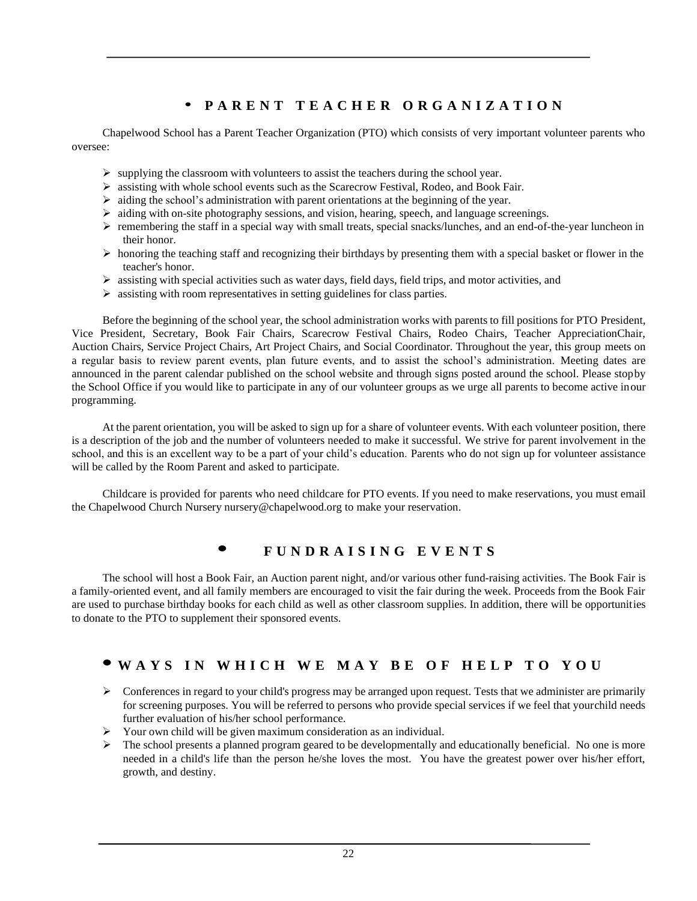## PARENT TEACHER ORGANIZATION

Chapelwood School has a Parent Teacher Organization (PTO) which consists of very important volunteer parents who oversee:

- supplying the classroom with volunteers to assist the teachers during the school year.
- assisting with whole school events such as the Scarecrow Festival, Rodeo, and Book Fair.
- aiding the school's administration with parent orientations at the beginning of the year.
- aiding with on-site photography sessions, and vision, hearing, speech, and language screenings.
- remembering the staff in a special way with small treats, special snacks/lunches, and an end-of-the-year luncheon in their honor.
- honoring the teaching staff and recognizing their birthdays by presenting them with a special basket or flower in the teacher's honor.
- assisting with special activities such as water days, field days, field trips, and motor activities, and
- assisting with room representatives in setting guidelines for class parties.

Before the beginning of the school year, the school administration works with parents to fill positions for PTO President, Vice President, Secretary, Book Fair Chairs, Scarecrow Festival Chairs, Rodeo Chairs, Teacher AppreciationChair, Auction Chairs, Service Project Chairs, Art Project Chairs, and Social Coordinator. Throughout the year, this group meets on a regular basis to review parent events, plan future events, and to assist the school's administration. Meeting dates are announced in the parent calendar published on the school website and through signs posted around the school. Please stopby the School Office if you would like to participate in any of our volunteer groups as we urge all parents to become active inour programming.

At the parent orientation, you will be asked to sign up for a share of volunteer events. With each volunteer position, there is a description of the job and the number of volunteers needed to make it successful. We strive for parent involvement in the school, and this is an excellent way to be a part of your child's education. Parents who do not sign up for volunteer assistance will be called by the Room Parent and asked to participate.

Childcare is provided for parents who need childcare for PTO events. If you need to make reservations, you must email the Chapelwood Church Nursery nursery@chapelwood.org to make your reservation.

## FUNDRAISING EVENTS

The school will host a Book Fair, an Auction parent night, and/or various other fund-raising activities. The Book Fair is a family-oriented event, and all family members are encouraged to visit the fair during the week. Proceeds from the Book Fair are used to purchase birthday books for each child as well as other classroom supplies. In addition, there will be opportunities to donate to the PTO to supplement their sponsored events.

## WAYS IN WHICH WE MAY BE OF HELP TO YOU

- Conferences in regard to your child's progress may be arranged upon request. Tests that we administer are primarily for screening purposes. You will be referred to persons who provide special services if we feel that yourchild needs further evaluation of his/her school performance.
- Your own child will be given maximum consideration as an individual.
- The school presents a planned program geared to be developmentally and educationally beneficial. No one is more needed in a child's life than the person he/she loves the most. You have the greatest power over his/her effort, growth, and destiny.